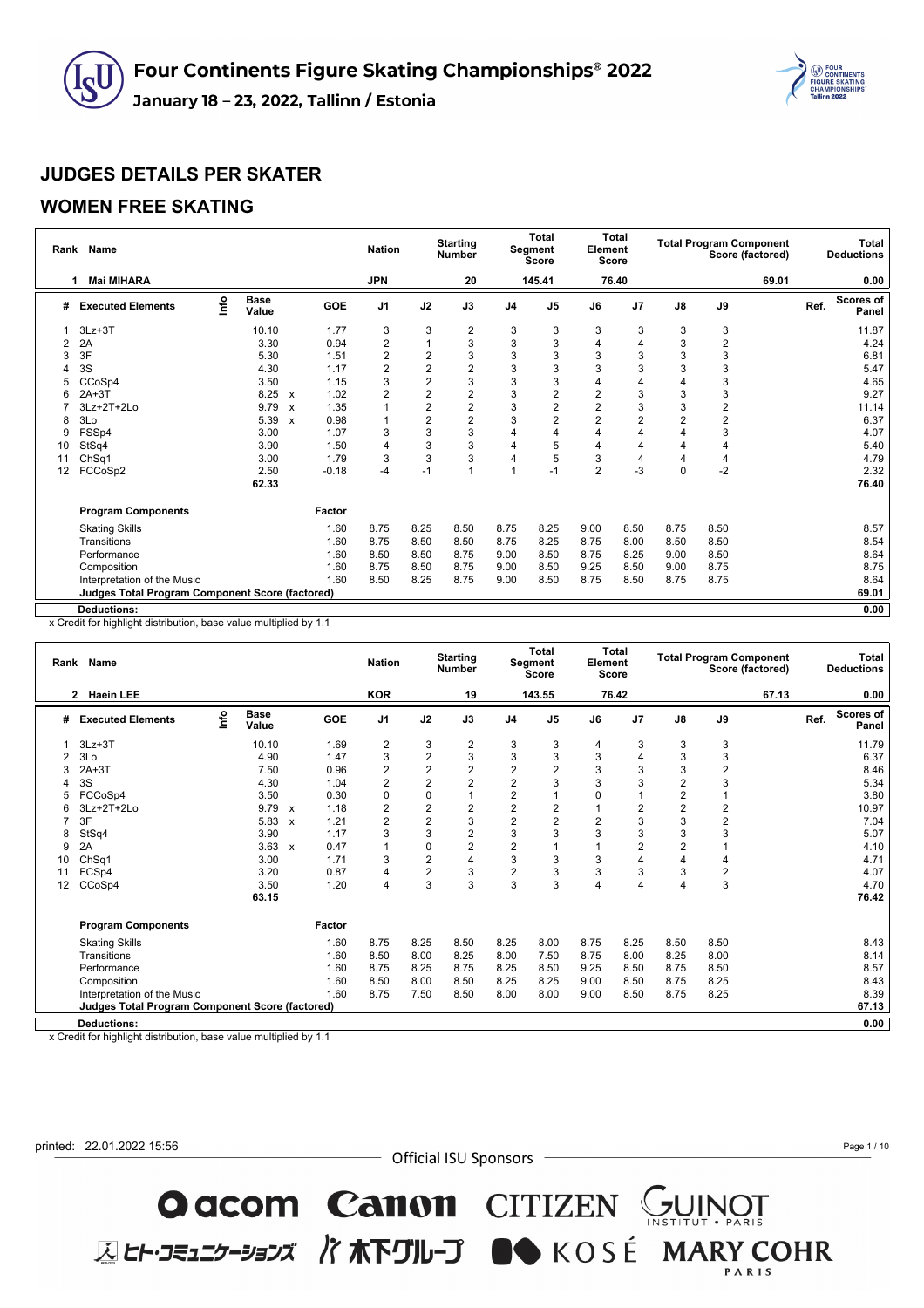# Four Continents Figure Skating Championships® 2022

**January 18 – 23, 2022, Tallinn / Estonia**

## JUDGES DETAILS PER SKATER

## WOMEN FREE SKATING

| Rank | Name | Nation | Starting Number | Total Segment Score | Total Element Score | Total Program Component Score (factored) | Total Deductions |
|---|---|---|---|---|---|---|---|
| 1 | Mai MIHARA | JPN | 20 | 145.41 | 76.40 | 69.01 | 0.00 |

| # | Executed Elements | Info | Base Value | | GOE | J1 | J2 | J3 | J4 | J5 | J6 | J7 | J8 | J9 | Ref. | Scores of Panel |
|---|---|---|---|---|---|---|---|---|---|---|---|---|---|---|---|---|
| 1 | 3Lz+3T | | 10.10 | | 1.77 | 3 | 3 | 2 | 3 | 3 | 3 | 3 | 3 | 3 | | 11.87 |
| 2 | 2A | | 3.30 | | 0.94 | 2 | 1 | 3 | 3 | 3 | 4 | 4 | 3 | 2 | | 4.24 |
| 3 | 3F | | 5.30 | | 1.51 | 2 | 2 | 3 | 3 | 3 | 3 | 3 | 3 | 3 | | 6.81 |
| 4 | 3S | | 4.30 | | 1.17 | 2 | 2 | 2 | 3 | 3 | 3 | 3 | 3 | 3 | | 5.47 |
| 5 | CCoSp4 | | 3.50 | | 1.15 | 3 | 2 | 3 | 3 | 3 | 4 | 4 | 4 | 3 | | 4.65 |
| 6 | 2A+3T | | 8.25 | x | 1.02 | 2 | 2 | 2 | 3 | 2 | 2 | 3 | 3 | 3 | | 9.27 |
| 7 | 3Lz+2T+2Lo | | 9.79 | x | 1.35 | 1 | 2 | 2 | 3 | 2 | 2 | 3 | 3 | 2 | | 11.14 |
| 8 | 3Lo | | 5.39 | x | 0.98 | 1 | 2 | 2 | 3 | 2 | 2 | 2 | 2 | 2 | | 6.37 |
| 9 | FSSp4 | | 3.00 | | 1.07 | 3 | 3 | 3 | 4 | 4 | 4 | 4 | 4 | 3 | | 4.07 |
| 10 | StSq4 | | 3.90 | | 1.50 | 4 | 3 | 3 | 4 | 5 | 4 | 4 | 4 | 4 | | 5.40 |
| 11 | ChSq1 | | 3.00 | | 1.79 | 3 | 3 | 3 | 4 | 5 | 3 | 4 | 4 | 4 | | 4.79 |
| 12 | FCCoSp2 | | 2.50 | | -0.18 | -4 | -1 | 1 | 1 | -1 | 2 | -3 | 0 | -2 | | 2.32 |
| | | | 62.33 | | | | | | | | | | | | | 76.40 |

| Program Components | Factor | J1 | J2 | J3 | J4 | J5 | J6 | J7 | J8 | J9 | Scores of Panel |
|---|---|---|---|---|---|---|---|---|---|---|---|
| Skating Skills | 1.60 | 8.75 | 8.25 | 8.50 | 8.75 | 8.25 | 9.00 | 8.50 | 8.75 | 8.50 | 8.57 |
| Transitions | 1.60 | 8.75 | 8.50 | 8.50 | 8.75 | 8.25 | 8.75 | 8.00 | 8.50 | 8.50 | 8.54 |
| Performance | 1.60 | 8.50 | 8.50 | 8.75 | 9.00 | 8.50 | 8.75 | 8.25 | 9.00 | 8.50 | 8.64 |
| Composition | 1.60 | 8.75 | 8.50 | 8.75 | 9.00 | 8.50 | 9.25 | 8.50 | 9.00 | 8.75 | 8.75 |
| Interpretation of the Music | 1.60 | 8.50 | 8.25 | 8.75 | 9.00 | 8.50 | 8.75 | 8.50 | 8.75 | 8.75 | 8.64 |
| **Judges Total Program Component Score (factored)** | | | | | | | | | | | **69.01** |
| **Deductions:** | | | | | | | | | | | **0.00** |

x Credit for highlight distribution, base value multiplied by 1.1

| Rank | Name | Nation | Starting Number | Total Segment Score | Total Element Score | Total Program Component Score (factored) | Total Deductions |
|---|---|---|---|---|---|---|---|
| 2 | Haein LEE | KOR | 19 | 143.55 | 76.42 | 67.13 | 0.00 |

| # | Executed Elements | Info | Base Value | | GOE | J1 | J2 | J3 | J4 | J5 | J6 | J7 | J8 | J9 | Ref. | Scores of Panel |
|---|---|---|---|---|---|---|---|---|---|---|---|---|---|---|---|---|
| 1 | 3Lz+3T | | 10.10 | | 1.69 | 2 | 3 | 2 | 3 | 3 | 4 | 3 | 3 | 3 | | 11.79 |
| 2 | 3Lo | | 4.90 | | 1.47 | 3 | 2 | 3 | 3 | 3 | 3 | 4 | 3 | 3 | | 6.37 |
| 3 | 2A+3T | | 7.50 | | 0.96 | 2 | 2 | 2 | 2 | 2 | 3 | 3 | 3 | 2 | | 8.46 |
| 4 | 3S | | 4.30 | | 1.04 | 2 | 2 | 2 | 2 | 3 | 3 | 3 | 2 | 3 | | 5.34 |
| 5 | FCCoSp4 | | 3.50 | | 0.30 | 0 | 0 | 1 | 2 | 1 | 0 | 1 | 2 | 1 | | 3.80 |
| 6 | 3Lz+2T+2Lo | | 9.79 | x | 1.18 | 2 | 2 | 2 | 2 | 2 | 1 | 2 | 2 | 2 | | 10.97 |
| 7 | 3F | | 5.83 | x | 1.21 | 2 | 2 | 3 | 2 | 2 | 2 | 3 | 3 | 2 | | 7.04 |
| 8 | StSq4 | | 3.90 | | 1.17 | 3 | 3 | 2 | 3 | 3 | 3 | 3 | 3 | 3 | | 5.07 |
| 9 | 2A | | 3.63 | x | 0.47 | 1 | 0 | 2 | 2 | 1 | 1 | 2 | 2 | 1 | | 4.10 |
| 10 | ChSq1 | | 3.00 | | 1.71 | 3 | 2 | 4 | 3 | 3 | 3 | 4 | 4 | 4 | | 4.71 |
| 11 | FCSp4 | | 3.20 | | 0.87 | 4 | 2 | 3 | 2 | 3 | 3 | 3 | 3 | 2 | | 4.07 |
| 12 | CCoSp4 | | 3.50 | | 1.20 | 4 | 3 | 3 | 3 | 3 | 4 | 4 | 4 | 3 | | 4.70 |
| | | | 63.15 | | | | | | | | | | | | | 76.42 |

| Program Components | Factor | J1 | J2 | J3 | J4 | J5 | J6 | J7 | J8 | J9 | Scores of Panel |
|---|---|---|---|---|---|---|---|---|---|---|---|
| Skating Skills | 1.60 | 8.75 | 8.25 | 8.50 | 8.25 | 8.00 | 8.75 | 8.25 | 8.50 | 8.50 | 8.43 |
| Transitions | 1.60 | 8.50 | 8.00 | 8.25 | 8.00 | 7.50 | 8.75 | 8.00 | 8.25 | 8.00 | 8.14 |
| Performance | 1.60 | 8.75 | 8.25 | 8.75 | 8.25 | 8.50 | 9.25 | 8.50 | 8.75 | 8.50 | 8.57 |
| Composition | 1.60 | 8.50 | 8.00 | 8.50 | 8.25 | 8.25 | 9.00 | 8.50 | 8.75 | 8.25 | 8.43 |
| Interpretation of the Music | 1.60 | 8.75 | 7.50 | 8.50 | 8.00 | 8.00 | 9.00 | 8.50 | 8.75 | 8.25 | 8.39 |
| **Judges Total Program Component Score (factored)** | | | | | | | | | | | **67.13** |
| **Deductions:** | | | | | | | | | | | **0.00** |

x Credit for highlight distribution, base value multiplied by 1.1

printed: 22.01.2022 15:56

Official ISU Sponsors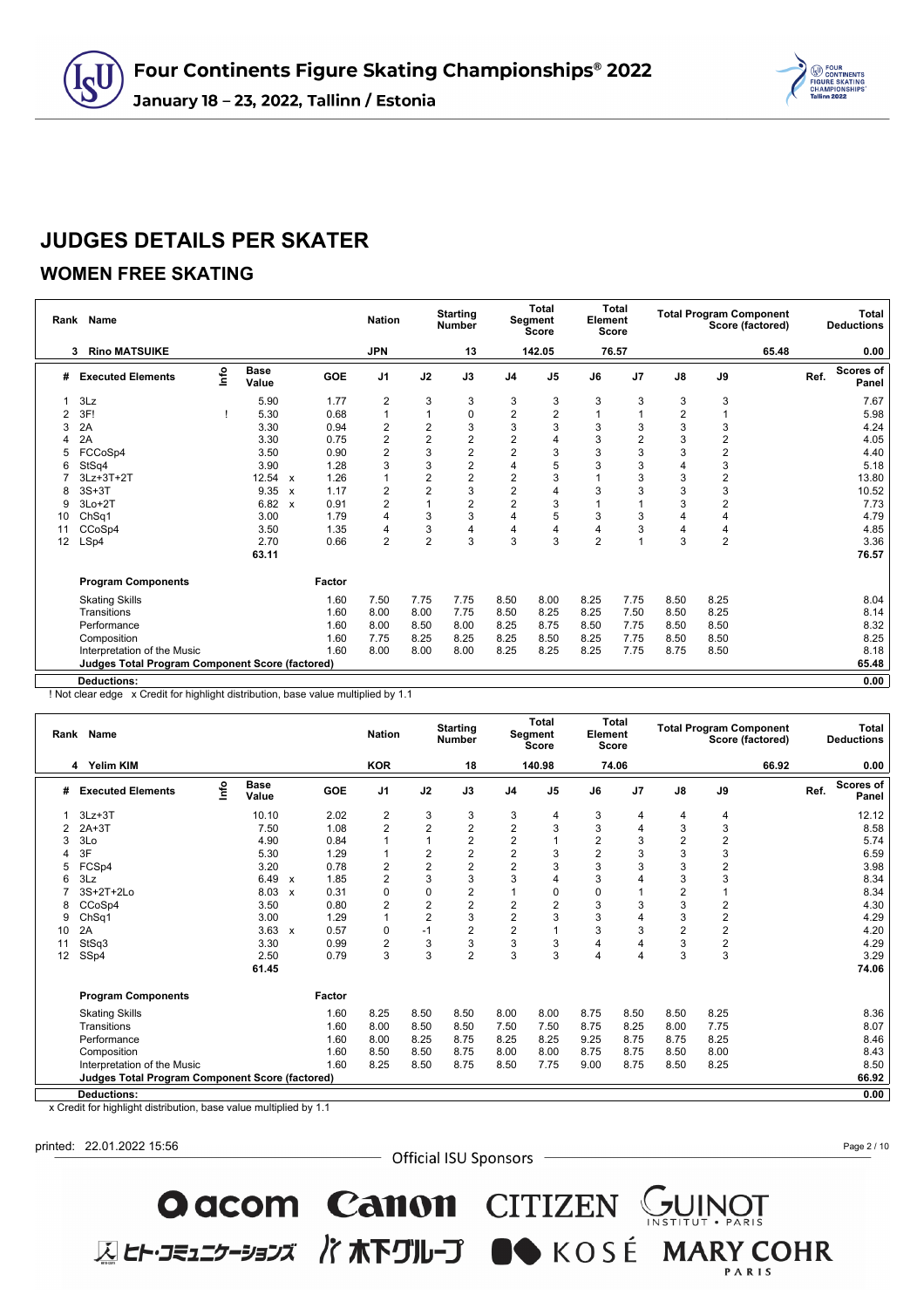# Four Continents Figure Skating Championships® 2022

**January 18 – 23, 2022, Tallinn / Estonia**

## JUDGES DETAILS PER SKATER

### WOMEN FREE SKATING

| Rank | Name | Nation | Starting Number | Total Segment Score | Total Element Score | Total Program Component Score (factored) | Total Deductions |
|---|---|---|---|---|---|---|---|
| 3 | Rino MATSUIKE | JPN | 13 | 142.05 | 76.57 | 65.48 | 0.00 |

| # | Executed Elements | Info | Base Value | | GOE | J1 | J2 | J3 | J4 | J5 | J6 | J7 | J8 | J9 | Ref. | Scores of Panel |
|---|---|---|---|---|---|---|---|---|---|---|---|---|---|---|---|---|
| 1 | 3Lz | | 5.90 | | 1.77 | 2 | 3 | 3 | 3 | 3 | 3 | 3 | 3 | 3 | | 7.67 |
| 2 | 3F! | ! | 5.30 | | 0.68 | 1 | 1 | 0 | 2 | 2 | 1 | 1 | 2 | 1 | | 5.98 |
| 3 | 2A | | 3.30 | | 0.94 | 2 | 2 | 3 | 3 | 3 | 3 | 3 | 3 | 3 | | 4.24 |
| 4 | 2A | | 3.30 | | 0.75 | 2 | 2 | 2 | 2 | 4 | 3 | 2 | 3 | 2 | | 4.05 |
| 5 | FCCoSp4 | | 3.50 | | 0.90 | 2 | 3 | 2 | 2 | 3 | 3 | 3 | 3 | 2 | | 4.40 |
| 6 | StSq4 | | 3.90 | | 1.28 | 3 | 3 | 2 | 4 | 5 | 3 | 3 | 4 | 3 | | 5.18 |
| 7 | 3Lz+3T+2T | | 12.54 | x | 1.26 | 1 | 2 | 2 | 2 | 3 | 1 | 3 | 3 | 2 | | 13.80 |
| 8 | 3S+3T | | 9.35 | x | 1.17 | 2 | 2 | 3 | 2 | 4 | 3 | 3 | 3 | 3 | | 10.52 |
| 9 | 3Lo+2T | | 6.82 | x | 0.91 | 2 | 1 | 2 | 2 | 3 | 1 | 1 | 3 | 2 | | 7.73 |
| 10 | ChSq1 | | 3.00 | | 1.79 | 4 | 3 | 3 | 4 | 5 | 3 | 3 | 4 | 4 | | 4.79 |
| 11 | CCoSp4 | | 3.50 | | 1.35 | 4 | 3 | 4 | 4 | 4 | 4 | 3 | 4 | 4 | | 4.85 |
| 12 | LSp4 | | 2.70 | | 0.66 | 2 | 2 | 3 | 3 | 3 | 2 | 1 | 3 | 2 | | 3.36 |
| | | | 63.11 | | | | | | | | | | | | | 76.57 |

| Program Components | Factor | J1 | J2 | J3 | J4 | J5 | J6 | J7 | J8 | J9 | Scores of Panel |
|---|---|---|---|---|---|---|---|---|---|---|---|
| Skating Skills | 1.60 | 7.50 | 7.75 | 7.75 | 8.50 | 8.00 | 8.25 | 7.75 | 8.50 | 8.25 | 8.04 |
| Transitions | 1.60 | 8.00 | 8.00 | 7.75 | 8.50 | 8.25 | 8.25 | 7.50 | 8.50 | 8.25 | 8.14 |
| Performance | 1.60 | 8.00 | 8.50 | 8.00 | 8.25 | 8.75 | 8.50 | 7.75 | 8.50 | 8.50 | 8.32 |
| Composition | 1.60 | 7.75 | 8.25 | 8.25 | 8.25 | 8.50 | 8.25 | 7.75 | 8.50 | 8.50 | 8.25 |
| Interpretation of the Music | 1.60 | 8.00 | 8.00 | 8.00 | 8.25 | 8.25 | 8.25 | 7.75 | 8.75 | 8.50 | 8.18 |
| **Judges Total Program Component Score (factored)** | | | | | | | | | | | 65.48 |
| **Deductions:** | | | | | | | | | | | 0.00 |

! Not clear edge x Credit for highlight distribution, base value multiplied by 1.1

| Rank | Name | Nation | Starting Number | Total Segment Score | Total Element Score | Total Program Component Score (factored) | Total Deductions |
|---|---|---|---|---|---|---|---|
| 4 | Yelim KIM | KOR | 18 | 140.98 | 74.06 | 66.92 | 0.00 |

| # | Executed Elements | Info | Base Value | | GOE | J1 | J2 | J3 | J4 | J5 | J6 | J7 | J8 | J9 | Ref. | Scores of Panel |
|---|---|---|---|---|---|---|---|---|---|---|---|---|---|---|---|---|
| 1 | 3Lz+3T | | 10.10 | | 2.02 | 2 | 3 | 3 | 3 | 4 | 3 | 4 | 4 | 4 | | 12.12 |
| 2 | 2A+3T | | 7.50 | | 1.08 | 2 | 2 | 2 | 2 | 3 | 3 | 4 | 3 | 3 | | 8.58 |
| 3 | 3Lo | | 4.90 | | 0.84 | 1 | 1 | 2 | 2 | 1 | 2 | 3 | 2 | 2 | | 5.74 |
| 4 | 3F | | 5.30 | | 1.29 | 1 | 2 | 2 | 2 | 3 | 2 | 3 | 3 | 3 | | 6.59 |
| 5 | FCSp4 | | 3.20 | | 0.78 | 2 | 2 | 2 | 2 | 3 | 3 | 3 | 3 | 2 | | 3.98 |
| 6 | 3Lz | | 6.49 | x | 1.85 | 2 | 3 | 3 | 3 | 4 | 3 | 4 | 3 | 3 | | 8.34 |
| 7 | 3S+2T+2Lo | | 8.03 | x | 0.31 | 0 | 0 | 2 | 1 | 0 | 0 | 1 | 2 | 1 | | 8.34 |
| 8 | CCoSp4 | | 3.50 | | 0.80 | 2 | 2 | 2 | 2 | 2 | 3 | 3 | 3 | 2 | | 4.30 |
| 9 | ChSq1 | | 3.00 | | 1.29 | 1 | 2 | 3 | 2 | 3 | 3 | 4 | 3 | 2 | | 4.29 |
| 10 | 2A | | 3.63 | x | 0.57 | 0 | -1 | 2 | 2 | 1 | 3 | 3 | 2 | 2 | | 4.20 |
| 11 | StSq3 | | 3.30 | | 0.99 | 2 | 3 | 3 | 3 | 3 | 4 | 4 | 3 | 2 | | 4.29 |
| 12 | SSp4 | | 2.50 | | 0.79 | 3 | 3 | 2 | 3 | 3 | 4 | 4 | 3 | 3 | | 3.29 |
| | | | 61.45 | | | | | | | | | | | | | 74.06 |

| Program Components | Factor | J1 | J2 | J3 | J4 | J5 | J6 | J7 | J8 | J9 | Scores of Panel |
|---|---|---|---|---|---|---|---|---|---|---|---|
| Skating Skills | 1.60 | 8.25 | 8.50 | 8.50 | 8.00 | 8.00 | 8.75 | 8.50 | 8.50 | 8.25 | 8.36 |
| Transitions | 1.60 | 8.00 | 8.50 | 8.50 | 7.50 | 7.50 | 8.75 | 8.25 | 8.00 | 7.75 | 8.07 |
| Performance | 1.60 | 8.00 | 8.25 | 8.75 | 8.25 | 8.25 | 9.25 | 8.75 | 8.75 | 8.25 | 8.46 |
| Composition | 1.60 | 8.50 | 8.50 | 8.75 | 8.00 | 8.00 | 8.75 | 8.75 | 8.50 | 8.00 | 8.43 |
| Interpretation of the Music | 1.60 | 8.25 | 8.50 | 8.75 | 8.50 | 7.75 | 9.00 | 8.75 | 8.50 | 8.25 | 8.50 |
| **Judges Total Program Component Score (factored)** | | | | | | | | | | | 66.92 |
| **Deductions:** | | | | | | | | | | | 0.00 |

x Credit for highlight distribution, base value multiplied by 1.1

printed: 22.01.2022 15:56

Official ISU Sponsors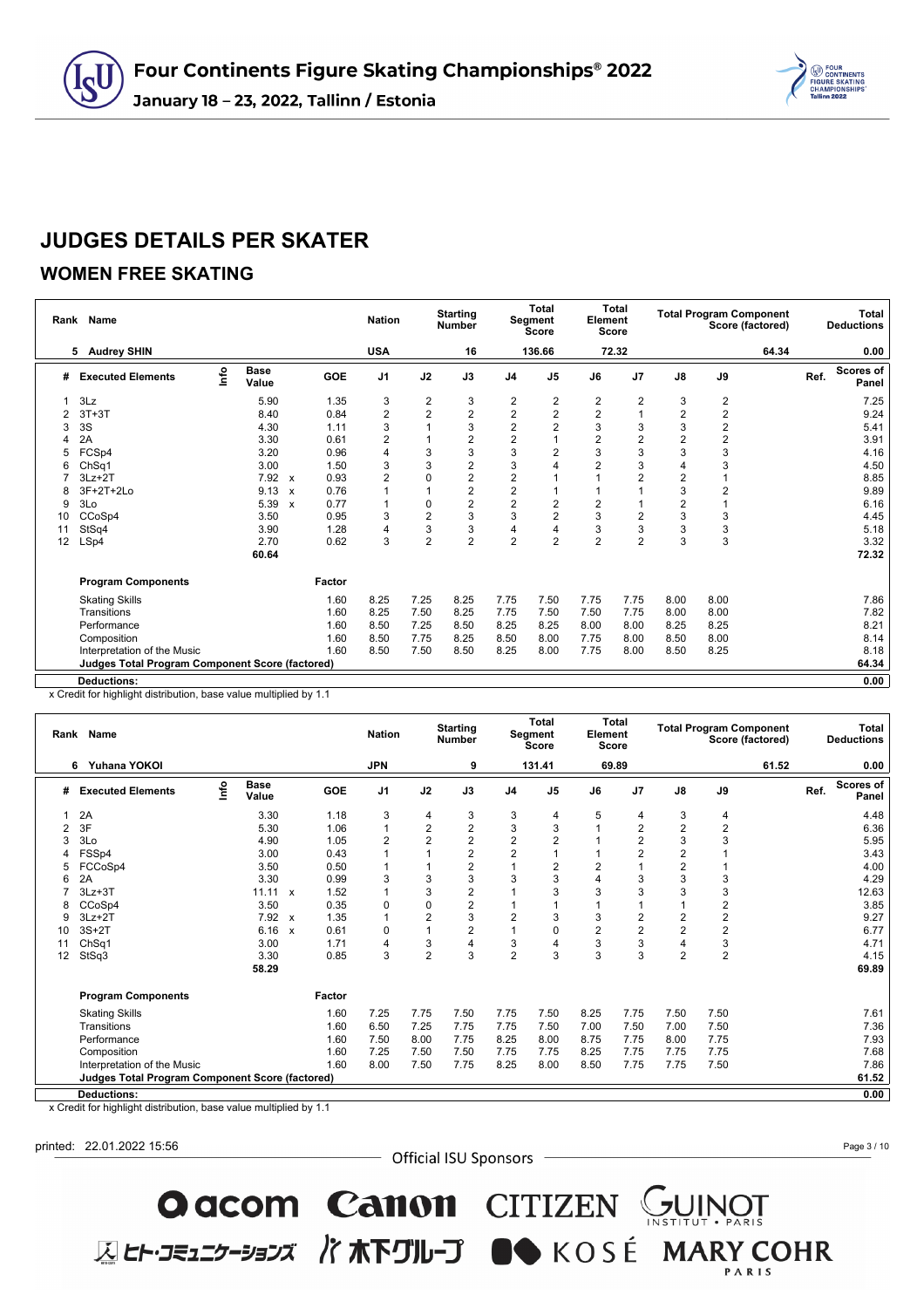# Four Continents Figure Skating Championships® 2022

**January 18 – 23, 2022, Tallinn / Estonia**

## JUDGES DETAILS PER SKATER

### WOMEN FREE SKATING

| Rank | Name | Nation | Starting Number | Total Segment Score | Total Element Score | Total Program Component Score (factored) | Total Deductions |
|---|---|---|---|---|---|---|---|
| 5 | Audrey SHIN | USA | 16 | 136.66 | 72.32 | 64.34 | 0.00 |

| # | Executed Elements | Info | Base Value | | GOE | J1 | J2 | J3 | J4 | J5 | J6 | J7 | J8 | J9 | Ref. | Scores of Panel |
|---|---|---|---|---|---|---|---|---|---|---|---|---|---|---|---|---|
| 1 | 3Lz | | 5.90 | | 1.35 | 3 | 2 | 3 | 2 | 2 | 2 | 2 | 3 | 2 | | 7.25 |
| 2 | 3T+3T | | 8.40 | | 0.84 | 2 | 2 | 2 | 2 | 2 | 2 | 1 | 2 | 2 | | 9.24 |
| 3 | 3S | | 4.30 | | 1.11 | 3 | 1 | 3 | 2 | 2 | 3 | 3 | 3 | 2 | | 5.41 |
| 4 | 2A | | 3.30 | | 0.61 | 2 | 1 | 2 | 2 | 1 | 2 | 2 | 2 | 2 | | 3.91 |
| 5 | FCSp4 | | 3.20 | | 0.96 | 4 | 3 | 3 | 3 | 2 | 3 | 3 | 3 | 3 | | 4.16 |
| 6 | ChSq1 | | 3.00 | | 1.50 | 3 | 3 | 2 | 3 | 4 | 2 | 3 | 4 | 3 | | 4.50 |
| 7 | 3Lz+2T | | 7.92 | x | 0.93 | 2 | 0 | 2 | 2 | 1 | 1 | 2 | 2 | 1 | | 8.85 |
| 8 | 3F+2T+2Lo | | 9.13 | x | 0.76 | 1 | 1 | 2 | 2 | 1 | 1 | 1 | 3 | 2 | | 9.89 |
| 9 | 3Lo | | 5.39 | x | 0.77 | 1 | 0 | 2 | 2 | 2 | 2 | 1 | 2 | 1 | | 6.16 |
| 10 | CCoSp4 | | 3.50 | | 0.95 | 3 | 2 | 3 | 3 | 2 | 3 | 2 | 3 | 3 | | 4.45 |
| 11 | StSq4 | | 3.90 | | 1.28 | 4 | 3 | 3 | 4 | 4 | 3 | 3 | 3 | 3 | | 5.18 |
| 12 | LSp4 | | 2.70 | | 0.62 | 3 | 2 | 2 | 2 | 2 | 2 | 2 | 3 | 3 | | 3.32 |
| | | | 60.64 | | | | | | | | | | | | | 72.32 |
| | **Program Components** | | | | Factor | | | | | | | | | | | |
| | Skating Skills | | | | 1.60 | 8.25 | 7.25 | 8.25 | 7.75 | 7.50 | 7.75 | 7.75 | 8.00 | 8.00 | | 7.86 |
| | Transitions | | | | 1.60 | 8.25 | 7.50 | 8.25 | 7.75 | 7.50 | 7.50 | 7.75 | 8.00 | 8.00 | | 7.82 |
| | Performance | | | | 1.60 | 8.50 | 7.25 | 8.50 | 8.25 | 8.25 | 8.00 | 8.00 | 8.25 | 8.25 | | 8.21 |
| | Composition | | | | 1.60 | 8.50 | 7.75 | 8.25 | 7.75 | 8.00 | 7.75 | 8.00 | 8.50 | 8.00 | | 8.14 |
| | Interpretation of the Music | | | | 1.60 | 8.50 | 7.50 | 8.50 | 8.25 | 8.00 | 7.75 | 8.00 | 8.50 | 8.25 | | 8.18 |
| | **Judges Total Program Component Score (factored)** | | | | | | | | | | | | | | | 64.34 |
| | **Deductions:** | | | | | | | | | | | | | | | 0.00 |

x Credit for highlight distribution, base value multiplied by 1.1

| Rank | Name | Nation | Starting Number | Total Segment Score | Total Element Score | Total Program Component Score (factored) | Total Deductions |
|---|---|---|---|---|---|---|---|
| 6 | Yuhana YOKOI | JPN | 9 | 131.41 | 69.89 | 61.52 | 0.00 |

| # | Executed Elements | Info | Base Value | | GOE | J1 | J2 | J3 | J4 | J5 | J6 | J7 | J8 | J9 | Ref. | Scores of Panel |
|---|---|---|---|---|---|---|---|---|---|---|---|---|---|---|---|---|
| 1 | 2A | | 3.30 | | 1.18 | 3 | 4 | 3 | 3 | 4 | 5 | 4 | 3 | 4 | | 4.48 |
| 2 | 3F | | 5.30 | | 1.06 | 1 | 2 | 2 | 3 | 3 | 1 | 2 | 2 | 2 | | 6.36 |
| 3 | 3Lo | | 4.90 | | 1.05 | 2 | 2 | 2 | 2 | 2 | 1 | 2 | 3 | 3 | | 5.95 |
| 4 | FSSp4 | | 3.00 | | 0.43 | 1 | 1 | 2 | 2 | 1 | 1 | 2 | 2 | 1 | | 3.43 |
| 5 | FCCoSp4 | | 3.50 | | 0.50 | 1 | 1 | 2 | 1 | 2 | 2 | 1 | 2 | 1 | | 4.00 |
| 6 | 2A | | 3.30 | | 0.99 | 3 | 3 | 3 | 3 | 3 | 4 | 3 | 3 | 3 | | 4.29 |
| 7 | 3Lz+3T | | 11.11 | x | 1.52 | 1 | 3 | 2 | 1 | 3 | 3 | 3 | 3 | 3 | | 12.63 |
| 8 | CCoSp4 | | 3.50 | | 0.35 | 0 | 0 | 2 | 1 | 1 | 1 | 1 | 1 | 2 | | 3.85 |
| 9 | 3Lz+2T | | 7.92 | x | 1.35 | 1 | 2 | 3 | 2 | 3 | 3 | 2 | 2 | 2 | | 9.27 |
| 10 | 3S+2T | | 6.16 | x | 0.61 | 0 | 1 | 2 | 1 | 0 | 2 | 2 | 2 | 2 | | 6.77 |
| 11 | ChSq1 | | 3.00 | | 1.71 | 4 | 3 | 4 | 3 | 4 | 3 | 3 | 4 | 3 | | 4.71 |
| 12 | StSq3 | | 3.30 | | 0.85 | 3 | 2 | 3 | 2 | 3 | 3 | 3 | 2 | 2 | | 4.15 |
| | | | 58.29 | | | | | | | | | | | | | 69.89 |
| | **Program Components** | | | | Factor | | | | | | | | | | | |
| | Skating Skills | | | | 1.60 | 7.25 | 7.75 | 7.50 | 7.75 | 7.50 | 8.25 | 7.75 | 7.50 | 7.50 | | 7.61 |
| | Transitions | | | | 1.60 | 6.50 | 7.25 | 7.75 | 7.75 | 7.50 | 7.00 | 7.50 | 7.00 | 7.50 | | 7.36 |
| | Performance | | | | 1.60 | 7.50 | 8.00 | 7.75 | 8.25 | 8.00 | 8.75 | 7.75 | 8.00 | 7.75 | | 7.93 |
| | Composition | | | | 1.60 | 7.25 | 7.50 | 7.50 | 7.75 | 7.75 | 8.25 | 7.75 | 7.75 | 7.75 | | 7.68 |
| | Interpretation of the Music | | | | 1.60 | 8.00 | 7.50 | 7.75 | 8.25 | 8.00 | 8.50 | 7.75 | 7.75 | 7.50 | | 7.86 |
| | **Judges Total Program Component Score (factored)** | | | | | | | | | | | | | | | 61.52 |
| | **Deductions:** | | | | | | | | | | | | | | | 0.00 |

x Credit for highlight distribution, base value multiplied by 1.1

printed: 22.01.2022 15:56

Official ISU Sponsors

acom Canon CITIZEN GUINOT INSTITUT • PARIS

ヒト・コミュニケーションズ 木下グループ KOSÉ MARY COHR PARIS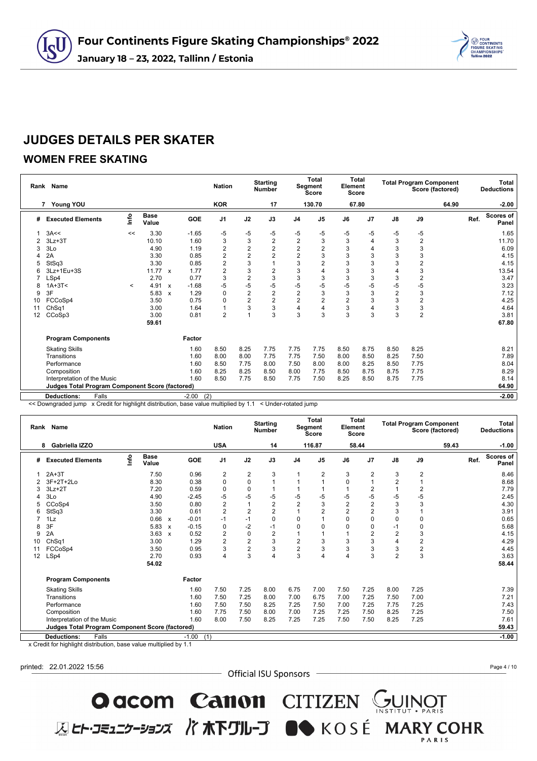# Four Continents Figure Skating Championships® 2022

**January 18 – 23, 2022, Tallinn / Estonia**

## JUDGES DETAILS PER SKATER

### WOMEN FREE SKATING

| Rank | Name | Nation | Starting Number | Total Segment Score | Total Element Score | Total Program Component Score (factored) | Total Deductions |
|---|---|---|---|---|---|---|---|
| 7 | Young YOU | KOR | 17 | 130.70 | 67.80 | 64.90 | -2.00 |

| # | Executed Elements | Info | Base Value | | GOE | J1 | J2 | J3 | J4 | J5 | J6 | J7 | J8 | J9 | Ref. | Scores of Panel |
|---|---|---|---|---|---|---|---|---|---|---|---|---|---|---|---|---|
| 1 | 3A<< | << | 3.30 | | -1.65 | -5 | -5 | -5 | -5 | -5 | -5 | -5 | -5 | -5 | | 1.65 |
| 2 | 3Lz+3T | | 10.10 | | 1.60 | 3 | 3 | 2 | 2 | 3 | 3 | 4 | 3 | 2 | | 11.70 |
| 3 | 3Lo | | 4.90 | | 1.19 | 2 | 2 | 2 | 2 | 2 | 3 | 4 | 3 | 3 | | 6.09 |
| 4 | 2A | | 3.30 | | 0.85 | 2 | 2 | 2 | 2 | 3 | 3 | 3 | 3 | 3 | | 4.15 |
| 5 | StSq3 | | 3.30 | | 0.85 | 2 | 3 | 1 | 3 | 2 | 3 | 3 | 3 | 2 | | 4.15 |
| 6 | 3Lz+1Eu+3S | | 11.77 | x | 1.77 | 2 | 3 | 2 | 3 | 4 | 3 | 3 | 4 | 3 | | 13.54 |
| 7 | LSp4 | | 2.70 | | 0.77 | 3 | 2 | 3 | 3 | 3 | 3 | 3 | 3 | 2 | | 3.47 |
| 8 | 1A+3T< | < | 4.91 | x | -1.68 | -5 | -5 | -5 | -5 | -5 | -5 | -5 | -5 | -5 | | 3.23 |
| 9 | 3F | | 5.83 | x | 1.29 | 0 | 2 | 2 | 2 | 3 | 3 | 3 | 2 | 3 | | 7.12 |
| 10 | FCCoSp4 | | 3.50 | | 0.75 | 0 | 2 | 2 | 2 | 2 | 2 | 3 | 3 | 2 | | 4.25 |
| 11 | ChSq1 | | 3.00 | | 1.64 | 1 | 3 | 3 | 4 | 4 | 3 | 4 | 3 | 3 | | 4.64 |
| 12 | CCoSp3 | | 3.00 | | 0.81 | 2 | 1 | 3 | 3 | 3 | 3 | 3 | 3 | 2 | | 3.81 |
| | | | 59.61 | | | | | | | | | | | | | 67.80 |

| Program Components | Factor | J1 | J2 | J3 | J4 | J5 | J6 | J7 | J8 | J9 | Scores of Panel |
|---|---|---|---|---|---|---|---|---|---|---|---|
| Skating Skills | 1.60 | 8.50 | 8.25 | 7.75 | 7.75 | 7.75 | 8.50 | 8.75 | 8.50 | 8.25 | 8.21 |
| Transitions | 1.60 | 8.00 | 8.00 | 7.75 | 7.75 | 7.50 | 8.00 | 8.50 | 8.25 | 7.50 | 7.89 |
| Performance | 1.60 | 8.50 | 7.75 | 8.00 | 7.50 | 8.00 | 8.00 | 8.25 | 8.50 | 7.75 | 8.04 |
| Composition | 1.60 | 8.25 | 8.25 | 8.50 | 8.00 | 7.75 | 8.50 | 8.75 | 8.75 | 7.75 | 8.29 |
| Interpretation of the Music | 1.60 | 8.50 | 7.75 | 8.50 | 7.75 | 7.50 | 8.25 | 8.50 | 8.75 | 7.75 | 8.14 |
| Judges Total Program Component Score (factored) | | | | | | | | | | | 64.90 |

**Deductions:** Falls -2.00 (2) — **-2.00**

<< Downgraded jump x Credit for highlight distribution, base value multiplied by 1.1 < Under-rotated jump

| Rank | Name | Nation | Starting Number | Total Segment Score | Total Element Score | Total Program Component Score (factored) | Total Deductions |
|---|---|---|---|---|---|---|---|
| 8 | Gabriella IZZO | USA | 14 | 116.87 | 58.44 | 59.43 | -1.00 |

| # | Executed Elements | Info | Base Value | | GOE | J1 | J2 | J3 | J4 | J5 | J6 | J7 | J8 | J9 | Ref. | Scores of Panel |
|---|---|---|---|---|---|---|---|---|---|---|---|---|---|---|---|---|
| 1 | 2A+3T | | 7.50 | | 0.96 | 2 | 2 | 3 | 1 | 2 | 3 | 2 | 3 | 2 | | 8.46 |
| 2 | 3F+2T+2Lo | | 8.30 | | 0.38 | 0 | 0 | 1 | 1 | 1 | 0 | 1 | 2 | 1 | | 8.68 |
| 3 | 3Lz+2T | | 7.20 | | 0.59 | 0 | 0 | 1 | 1 | 1 | 1 | 2 | 1 | 2 | | 7.79 |
| 4 | 3Lo | | 4.90 | | -2.45 | -5 | -5 | -5 | -5 | -5 | -5 | -5 | -5 | -5 | | 2.45 |
| 5 | CCoSp4 | | 3.50 | | 0.80 | 2 | 1 | 2 | 2 | 3 | 2 | 2 | 3 | 3 | | 4.30 |
| 6 | StSq3 | | 3.30 | | 0.61 | 2 | 2 | 2 | 1 | 2 | 2 | 2 | 3 | 1 | | 3.91 |
| 7 | 1Lz | | 0.66 | x | -0.01 | -1 | -1 | 0 | 0 | 1 | 0 | 0 | 0 | 0 | | 0.65 |
| 8 | 3F | | 5.83 | x | -0.15 | 0 | -2 | -1 | 0 | 0 | 0 | 0 | -1 | 0 | | 5.68 |
| 9 | 2A | | 3.63 | x | 0.52 | 2 | 0 | 2 | 1 | 1 | 1 | 2 | 2 | 3 | | 4.15 |
| 10 | ChSq1 | | 3.00 | | 1.29 | 2 | 2 | 3 | 2 | 3 | 3 | 3 | 4 | 2 | | 4.29 |
| 11 | FCCoSp4 | | 3.50 | | 0.95 | 3 | 2 | 3 | 2 | 3 | 3 | 3 | 3 | 2 | | 4.45 |
| 12 | LSp4 | | 2.70 | | 0.93 | 4 | 3 | 4 | 3 | 4 | 4 | 3 | 2 | 3 | | 3.63 |
| | | | 54.02 | | | | | | | | | | | | | 58.44 |

| Program Components | Factor | J1 | J2 | J3 | J4 | J5 | J6 | J7 | J8 | J9 | Scores of Panel |
|---|---|---|---|---|---|---|---|---|---|---|---|
| Skating Skills | 1.60 | 7.50 | 7.25 | 8.00 | 6.75 | 7.00 | 7.50 | 7.25 | 8.00 | 7.25 | 7.39 |
| Transitions | 1.60 | 7.50 | 7.25 | 8.00 | 7.00 | 6.75 | 7.00 | 7.25 | 7.50 | 7.00 | 7.21 |
| Performance | 1.60 | 7.50 | 7.50 | 8.25 | 7.25 | 7.50 | 7.00 | 7.25 | 7.75 | 7.25 | 7.43 |
| Composition | 1.60 | 7.75 | 7.50 | 8.00 | 7.00 | 7.25 | 7.25 | 7.50 | 8.25 | 7.25 | 7.50 |
| Interpretation of the Music | 1.60 | 8.00 | 7.50 | 8.25 | 7.25 | 7.25 | 7.50 | 7.50 | 8.25 | 7.25 | 7.61 |
| Judges Total Program Component Score (factored) | | | | | | | | | | | 59.43 |

**Deductions:** Falls -1.00 (1) — **-1.00**

x Credit for highlight distribution, base value multiplied by 1.1

printed: 22.01.2022 15:56

Official ISU Sponsors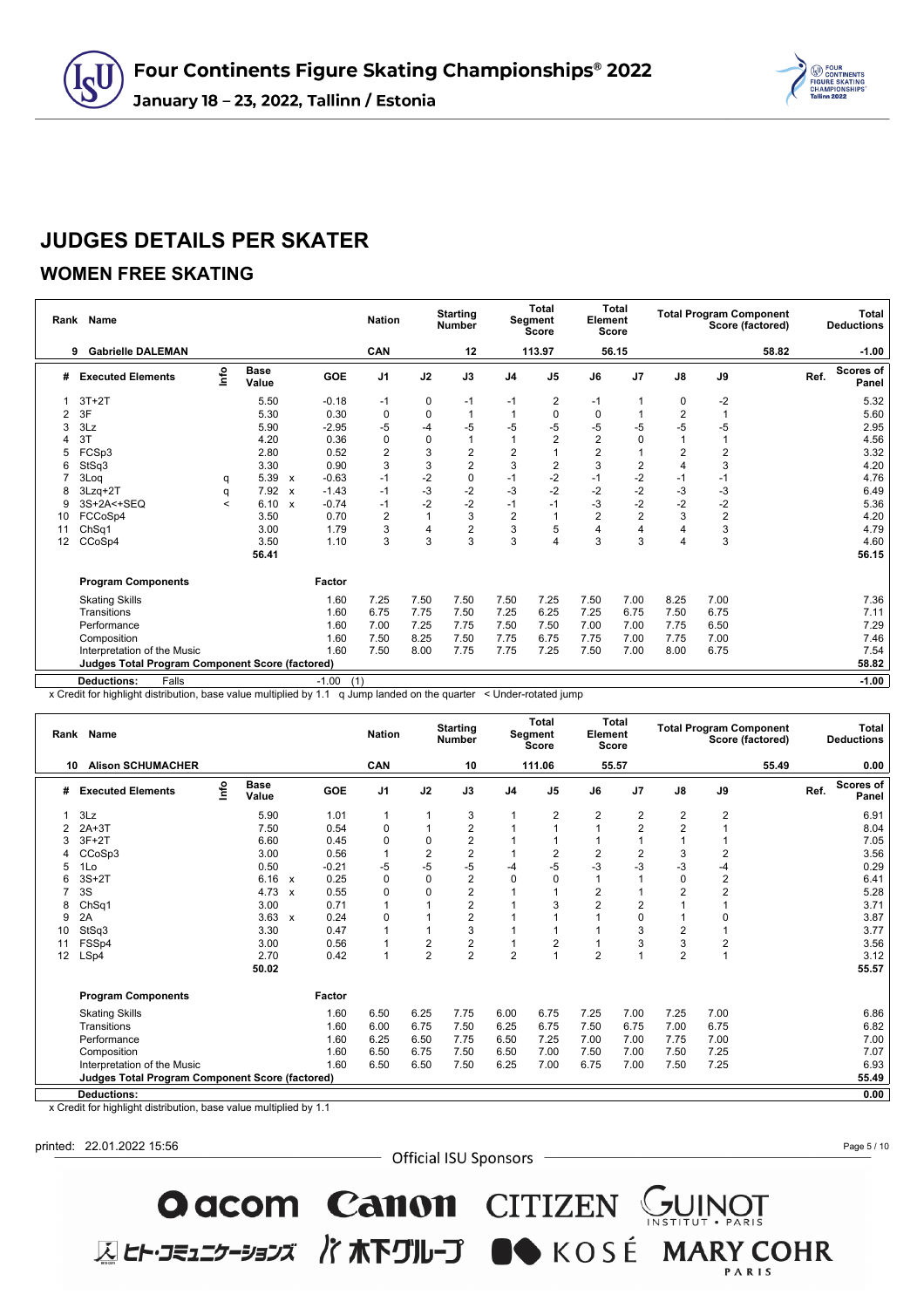# JUDGES DETAILS PER SKATER

## WOMEN FREE SKATING

| Rank | Name | Nation | Starting Number | Total Segment Score | Total Element Score | Total Program Component Score (factored) | Total Deductions |
|---|---|---|---|---|---|---|---|
| 9 | Gabrielle DALEMAN | CAN | 12 | 113.97 | 56.15 | 58.82 | -1.00 |

| # | Executed Elements | Info | Base Value | | GOE | J1 | J2 | J3 | J4 | J5 | J6 | J7 | J8 | J9 | Ref. | Scores of Panel |
|---|---|---|---|---|---|---|---|---|---|---|---|---|---|---|---|---|
| 1 | 3T+2T | | 5.50 | | -0.18 | -1 | 0 | -1 | -1 | 2 | -1 | 1 | 0 | -2 | | 5.32 |
| 2 | 3F | | 5.30 | | 0.30 | 0 | 0 | 1 | 1 | 0 | 0 | 1 | 2 | 1 | | 5.60 |
| 3 | 3Lz | | 5.90 | | -2.95 | -5 | -4 | -5 | -5 | -5 | -5 | -5 | -5 | -5 | | 2.95 |
| 4 | 3T | | 4.20 | | 0.36 | 0 | 0 | 1 | 1 | 2 | 2 | 0 | 1 | 1 | | 4.56 |
| 5 | FCSp3 | | 2.80 | | 0.52 | 2 | 3 | 2 | 2 | 1 | 2 | 1 | 2 | 2 | | 3.32 |
| 6 | StSq3 | | 3.30 | | 0.90 | 3 | 3 | 2 | 3 | 2 | 3 | 2 | 4 | 3 | | 4.20 |
| 7 | 3Loq | q | 5.39 | x | -0.63 | -1 | -2 | 0 | -1 | -2 | -1 | -2 | -1 | -1 | | 4.76 |
| 8 | 3Lzq+2T | q | 7.92 | x | -1.43 | -1 | -3 | -2 | -3 | -2 | -2 | -2 | -3 | -3 | | 6.49 |
| 9 | 3S+2A<+SEQ | < | 6.10 | x | -0.74 | -1 | -2 | -2 | -1 | -1 | -3 | -2 | -2 | -2 | | 5.36 |
| 10 | FCCoSp4 | | 3.50 | | 0.70 | 2 | 1 | 3 | 2 | 1 | 2 | 2 | 3 | 2 | | 4.20 |
| 11 | ChSq1 | | 3.00 | | 1.79 | 3 | 4 | 2 | 3 | 5 | 4 | 4 | 4 | 3 | | 4.79 |
| 12 | CCoSp4 | | 3.50 | | 1.10 | 3 | 3 | 3 | 3 | 4 | 3 | 3 | 4 | 3 | | 4.60 |
| | | | 56.41 | | | | | | | | | | | | | 56.15 |

| Program Components | Factor | J1 | J2 | J3 | J4 | J5 | J6 | J7 | J8 | J9 | Scores of Panel |
|---|---|---|---|---|---|---|---|---|---|---|---|
| Skating Skills | 1.60 | 7.25 | 7.50 | 7.50 | 7.50 | 7.25 | 7.50 | 7.00 | 8.25 | 7.00 | 7.36 |
| Transitions | 1.60 | 6.75 | 7.75 | 7.50 | 7.25 | 6.25 | 7.25 | 6.75 | 7.50 | 6.75 | 7.11 |
| Performance | 1.60 | 7.00 | 7.25 | 7.75 | 7.50 | 7.50 | 7.00 | 7.00 | 7.75 | 6.50 | 7.29 |
| Composition | 1.60 | 7.50 | 8.25 | 7.50 | 7.75 | 6.75 | 7.75 | 7.00 | 7.75 | 7.00 | 7.46 |
| Interpretation of the Music | 1.60 | 7.50 | 8.00 | 7.75 | 7.75 | 7.25 | 7.50 | 7.00 | 8.00 | 6.75 | 7.54 |
| Judges Total Program Component Score (factored) | | | | | | | | | | | 58.82 |

| Deductions: | Falls | -1.00 | (1) | -1.00 |
|---|---|---|---|---|

x Credit for highlight distribution, base value multiplied by 1.1 q Jump landed on the quarter < Under-rotated jump

| Rank | Name | Nation | Starting Number | Total Segment Score | Total Element Score | Total Program Component Score (factored) | Total Deductions |
|---|---|---|---|---|---|---|---|
| 10 | Alison SCHUMACHER | CAN | 10 | 111.06 | 55.57 | 55.49 | 0.00 |

| # | Executed Elements | Info | Base Value | | GOE | J1 | J2 | J3 | J4 | J5 | J6 | J7 | J8 | J9 | Ref. | Scores of Panel |
|---|---|---|---|---|---|---|---|---|---|---|---|---|---|---|---|---|
| 1 | 3Lz | | 5.90 | | 1.01 | 1 | 1 | 3 | 1 | 2 | 2 | 2 | 2 | 2 | | 6.91 |
| 2 | 2A+3T | | 7.50 | | 0.54 | 0 | 1 | 2 | 1 | 1 | 1 | 2 | 2 | 1 | | 8.04 |
| 3 | 3F+2T | | 6.60 | | 0.45 | 0 | 0 | 2 | 1 | 1 | 1 | 1 | 1 | 1 | | 7.05 |
| 4 | CCoSp3 | | 3.00 | | 0.56 | 1 | 2 | 2 | 1 | 2 | 2 | 2 | 3 | 2 | | 3.56 |
| 5 | 1Lo | | 0.50 | | -0.21 | -5 | -5 | -5 | -4 | -5 | -3 | -3 | -3 | -4 | | 0.29 |
| 6 | 3S+2T | | 6.16 | x | 0.25 | 0 | 0 | 2 | 0 | 0 | 1 | 1 | 0 | 2 | | 6.41 |
| 7 | 3S | | 4.73 | x | 0.55 | 0 | 0 | 2 | 1 | 1 | 2 | 1 | 2 | 2 | | 5.28 |
| 8 | ChSq1 | | 3.00 | | 0.71 | 1 | 1 | 2 | 1 | 3 | 2 | 2 | 1 | 1 | | 3.71 |
| 9 | 2A | | 3.63 | x | 0.24 | 0 | 1 | 2 | 1 | 1 | 1 | 0 | 1 | 0 | | 3.87 |
| 10 | StSq3 | | 3.30 | | 0.47 | 1 | 1 | 3 | 1 | 1 | 1 | 3 | 2 | 1 | | 3.77 |
| 11 | FSSp4 | | 3.00 | | 0.56 | 1 | 2 | 2 | 1 | 2 | 1 | 3 | 3 | 2 | | 3.56 |
| 12 | LSp4 | | 2.70 | | 0.42 | 1 | 2 | 2 | 2 | 1 | 2 | 1 | 2 | 1 | | 3.12 |
| | | | 50.02 | | | | | | | | | | | | | 55.57 |

| Program Components | Factor | J1 | J2 | J3 | J4 | J5 | J6 | J7 | J8 | J9 | Scores of Panel |
|---|---|---|---|---|---|---|---|---|---|---|---|
| Skating Skills | 1.60 | 6.50 | 6.25 | 7.75 | 6.00 | 6.75 | 7.25 | 7.00 | 7.25 | 7.00 | 6.86 |
| Transitions | 1.60 | 6.00 | 6.75 | 7.50 | 6.25 | 6.75 | 7.50 | 6.75 | 7.00 | 6.75 | 6.82 |
| Performance | 1.60 | 6.25 | 6.50 | 7.75 | 6.50 | 7.25 | 7.00 | 7.00 | 7.75 | 7.00 | 7.00 |
| Composition | 1.60 | 6.50 | 6.75 | 7.50 | 6.50 | 7.00 | 7.50 | 7.00 | 7.50 | 7.25 | 7.07 |
| Interpretation of the Music | 1.60 | 6.50 | 6.50 | 7.50 | 6.25 | 7.00 | 6.75 | 7.00 | 7.50 | 7.25 | 6.93 |
| Judges Total Program Component Score (factored) | | | | | | | | | | | 55.49 |

| Deductions: | 0.00 |
|---|---|

x Credit for highlight distribution, base value multiplied by 1.1

printed: 22.01.2022 15:56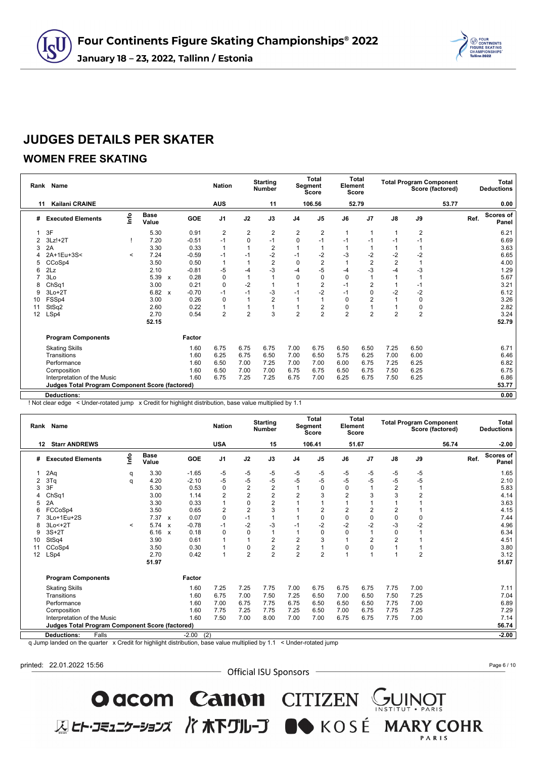# JUDGES DETAILS PER SKATER

## WOMEN FREE SKATING

| Rank | Name | Nation | Starting Number | Total Segment Score | Total Element Score | Total Program Component Score (factored) | Total Deductions |
|---|---|---|---|---|---|---|---|
| 11 | Kailani CRAINE | AUS | 11 | 106.56 | 52.79 | 53.77 | 0.00 |

| # | Executed Elements | Info | Base Value | | GOE | J1 | J2 | J3 | J4 | J5 | J6 | J7 | J8 | J9 | Ref. | Scores of Panel |
|---|---|---|---|---|---|---|---|---|---|---|---|---|---|---|---|---|
| 1 | 3F | | 5.30 | | 0.91 | 2 | 2 | 2 | 2 | 2 | 1 | 1 | 1 | 2 | | 6.21 |
| 2 | 3Lz!+2T | ! | 7.20 | | -0.51 | -1 | 0 | -1 | 0 | -1 | -1 | -1 | -1 | -1 | | 6.69 |
| 3 | 2A | | 3.30 | | 0.33 | 1 | 1 | 2 | 1 | 1 | 1 | 1 | 1 | 1 | | 3.63 |
| 4 | 2A+1Eu+3S< | < | 7.24 | | -0.59 | -1 | -1 | -2 | -1 | -2 | -3 | -2 | -2 | -2 | | 6.65 |
| 5 | CCoSp4 | | 3.50 | | 0.50 | 1 | 1 | 2 | 0 | 2 | 1 | 2 | 2 | 1 | | 4.00 |
| 6 | 2Lz | | 2.10 | | -0.81 | -5 | -4 | -3 | -4 | -5 | -4 | -3 | -4 | -3 | | 1.29 |
| 7 | 3Lo | | 5.39 | x | 0.28 | 0 | 1 | 1 | 0 | 0 | 0 | 1 | 1 | 1 | | 5.67 |
| 8 | ChSq1 | | 3.00 | | 0.21 | 0 | -2 | 1 | 1 | 2 | -1 | 2 | 1 | -1 | | 3.21 |
| 9 | 3Lo+2T | | 6.82 | x | -0.70 | -1 | -1 | -3 | -1 | -2 | -1 | 0 | -2 | -2 | | 6.12 |
| 10 | FSSp4 | | 3.00 | | 0.26 | 0 | 1 | 2 | 1 | 1 | 0 | 2 | 1 | 0 | | 3.26 |
| 11 | StSq2 | | 2.60 | | 0.22 | 1 | 1 | 1 | 1 | 2 | 0 | 1 | 1 | 0 | | 2.82 |
| 12 | LSp4 | | 2.70 | | 0.54 | 2 | 2 | 3 | 2 | 2 | 2 | 2 | 2 | 2 | | 3.24 |
| | | | 52.15 | | | | | | | | | | | | | 52.79 |
| | **Program Components** | | | | Factor | | | | | | | | | | | |
| | Skating Skills | | | | 1.60 | 6.75 | 6.75 | 6.75 | 7.00 | 6.75 | 6.50 | 6.50 | 7.25 | 6.50 | | 6.71 |
| | Transitions | | | | 1.60 | 6.25 | 6.75 | 6.50 | 7.00 | 6.50 | 5.75 | 6.25 | 7.00 | 6.00 | | 6.46 |
| | Performance | | | | 1.60 | 6.50 | 7.00 | 7.25 | 7.00 | 7.00 | 6.00 | 6.75 | 7.25 | 6.25 | | 6.82 |
| | Composition | | | | 1.60 | 6.50 | 7.00 | 7.00 | 6.75 | 6.75 | 6.50 | 6.75 | 7.50 | 6.25 | | 6.75 |
| | Interpretation of the Music | | | | 1.60 | 6.75 | 7.25 | 7.25 | 6.75 | 7.00 | 6.25 | 6.75 | 7.50 | 6.25 | | 6.86 |
| | **Judges Total Program Component Score (factored)** | | | | | | | | | | | | | | | 53.77 |
| | **Deductions:** | | | | | | | | | | | | | | | 0.00 |

! Not clear edge < Under-rotated jump x Credit for highlight distribution, base value multiplied by 1.1

| Rank | Name | Nation | Starting Number | Total Segment Score | Total Element Score | Total Program Component Score (factored) | Total Deductions |
|---|---|---|---|---|---|---|---|
| 12 | Starr ANDREWS | USA | 15 | 106.41 | 51.67 | 56.74 | -2.00 |

| # | Executed Elements | Info | Base Value | | GOE | J1 | J2 | J3 | J4 | J5 | J6 | J7 | J8 | J9 | Ref. | Scores of Panel |
|---|---|---|---|---|---|---|---|---|---|---|---|---|---|---|---|---|
| 1 | 2Aq | q | 3.30 | | -1.65 | -5 | -5 | -5 | -5 | -5 | -5 | -5 | -5 | -5 | | 1.65 |
| 2 | 3Tq | q | 4.20 | | -2.10 | -5 | -5 | -5 | -5 | -5 | -5 | -5 | -5 | -5 | | 2.10 |
| 3 | 3F | | 5.30 | | 0.53 | 0 | 2 | 2 | 1 | 0 | 0 | 1 | 2 | 1 | | 5.83 |
| 4 | ChSq1 | | 3.00 | | 1.14 | 2 | 2 | 2 | 2 | 3 | 2 | 3 | 3 | 2 | | 4.14 |
| 5 | 2A | | 3.30 | | 0.33 | 1 | 0 | 2 | 1 | 1 | 1 | 1 | 1 | 1 | | 3.63 |
| 6 | FCCoSp4 | | 3.50 | | 0.65 | 2 | 2 | 3 | 1 | 2 | 2 | 2 | 2 | 1 | | 4.15 |
| 7 | 3Lo+1Eu+2S | | 7.37 | x | 0.07 | 0 | -1 | 1 | 1 | 0 | 0 | 0 | 0 | 0 | | 7.44 |
| 8 | 3Lo<+2T | < | 5.74 | x | -0.78 | -1 | -2 | -3 | -1 | -2 | -2 | -2 | -3 | -2 | | 4.96 |
| 9 | 3S+2T | | 6.16 | x | 0.18 | 0 | 0 | 1 | 1 | 0 | 0 | 1 | 0 | 1 | | 6.34 |
| 10 | StSq4 | | 3.90 | | 0.61 | 1 | 1 | 2 | 2 | 3 | 1 | 2 | 2 | 1 | | 4.51 |
| 11 | CCoSp4 | | 3.50 | | 0.30 | 1 | 0 | 2 | 2 | 1 | 0 | 0 | 1 | 1 | | 3.80 |
| 12 | LSp4 | | 2.70 | | 0.42 | 1 | 2 | 2 | 2 | 2 | 1 | 1 | 1 | 2 | | 3.12 |
| | | | 51.97 | | | | | | | | | | | | | 51.67 |
| | **Program Components** | | | | Factor | | | | | | | | | | | |
| | Skating Skills | | | | 1.60 | 7.25 | 7.25 | 7.75 | 7.00 | 6.75 | 6.75 | 6.75 | 7.75 | 7.00 | | 7.11 |
| | Transitions | | | | 1.60 | 6.75 | 7.00 | 7.50 | 7.25 | 6.50 | 7.00 | 6.50 | 7.50 | 7.25 | | 7.04 |
| | Performance | | | | 1.60 | 7.00 | 6.75 | 7.75 | 6.75 | 6.50 | 6.50 | 6.50 | 7.75 | 7.00 | | 6.89 |
| | Composition | | | | 1.60 | 7.75 | 7.25 | 7.75 | 7.25 | 6.50 | 7.00 | 6.75 | 7.75 | 7.25 | | 7.29 |
| | Interpretation of the Music | | | | 1.60 | 7.50 | 7.00 | 8.00 | 7.00 | 7.00 | 6.75 | 6.75 | 7.75 | 7.00 | | 7.14 |
| | **Judges Total Program Component Score (factored)** | | | | | | | | | | | | | | | 56.74 |
| | **Deductions:** Falls | | | | -2.00 (2) | | | | | | | | | | | -2.00 |

q Jump landed on the quarter x Credit for highlight distribution, base value multiplied by 1.1 < Under-rotated jump

printed: 22.01.2022 15:56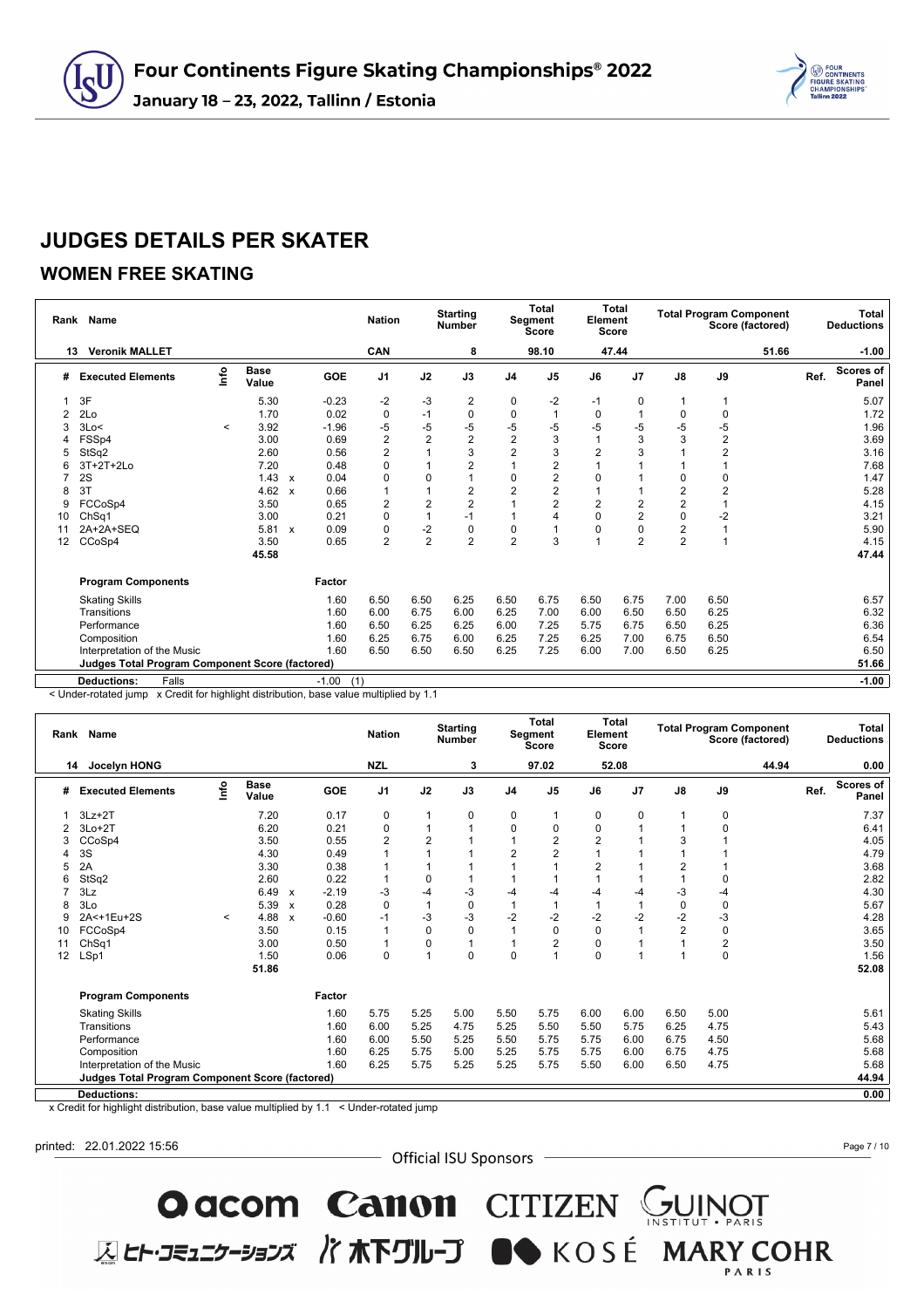# Four Continents Figure Skating Championships® 2022

**January 18 – 23, 2022, Tallinn / Estonia**

## JUDGES DETAILS PER SKATER

### WOMEN FREE SKATING

| Rank | Name | Nation | Starting Number | Total Segment Score | Total Element Score | Total Program Component Score (factored) | Total Deductions |
|---|---|---|---|---|---|---|---|
| 13 | Veronik MALLET | CAN | 8 | 98.10 | 47.44 | 51.66 | -1.00 |

| # | Executed Elements | Info | Base Value | | GOE | J1 | J2 | J3 | J4 | J5 | J6 | J7 | J8 | J9 | Ref. | Scores of Panel |
|---|---|---|---|---|---|---|---|---|---|---|---|---|---|---|---|---|
| 1 | 3F | | 5.30 | | -0.23 | -2 | -3 | 2 | 0 | -2 | -1 | 0 | 1 | 1 | | 5.07 |
| 2 | 2Lo | | 1.70 | | 0.02 | 0 | -1 | 0 | 0 | 1 | 0 | 1 | 0 | 0 | | 1.72 |
| 3 | 3Lo< | < | 3.92 | | -1.96 | -5 | -5 | -5 | -5 | -5 | -5 | -5 | -5 | -5 | | 1.96 |
| 4 | FSSp4 | | 3.00 | | 0.69 | 2 | 2 | 2 | 2 | 3 | 1 | 3 | 3 | 2 | | 3.69 |
| 5 | StSq2 | | 2.60 | | 0.56 | 2 | 1 | 3 | 2 | 3 | 2 | 3 | 1 | 2 | | 3.16 |
| 6 | 3T+2T+2Lo | | 7.20 | | 0.48 | 0 | 1 | 2 | 1 | 2 | 1 | 1 | 1 | 1 | | 7.68 |
| 7 | 2S | | 1.43 | x | 0.04 | 0 | 0 | 1 | 0 | 2 | 0 | 1 | 0 | 0 | | 1.47 |
| 8 | 3T | | 4.62 | x | 0.66 | 1 | 1 | 2 | 2 | 2 | 1 | 1 | 2 | 2 | | 5.28 |
| 9 | FCCoSp4 | | 3.50 | | 0.65 | 2 | 2 | 2 | 1 | 2 | 2 | 2 | 2 | 1 | | 4.15 |
| 10 | ChSq1 | | 3.00 | | 0.21 | 0 | 1 | -1 | 1 | 4 | 0 | 2 | 0 | -2 | | 3.21 |
| 11 | 2A+2A+SEQ | | 5.81 | x | 0.09 | 0 | -2 | 0 | 0 | 1 | 0 | 0 | 2 | 1 | | 5.90 |
| 12 | CCoSp4 | | 3.50 | | 0.65 | 2 | 2 | 2 | 2 | 3 | 1 | 2 | 2 | 1 | | 4.15 |
| | | | 45.58 | | | | | | | | | | | | | 47.44 |

| Program Components | Factor | J1 | J2 | J3 | J4 | J5 | J6 | J7 | J8 | J9 | Scores of Panel |
|---|---|---|---|---|---|---|---|---|---|---|---|
| Skating Skills | 1.60 | 6.50 | 6.50 | 6.25 | 6.50 | 6.75 | 6.50 | 6.75 | 7.00 | 6.50 | 6.57 |
| Transitions | 1.60 | 6.00 | 6.75 | 6.00 | 6.25 | 7.00 | 6.00 | 6.50 | 6.50 | 6.25 | 6.32 |
| Performance | 1.60 | 6.50 | 6.25 | 6.25 | 6.00 | 7.25 | 5.75 | 6.75 | 6.50 | 6.25 | 6.36 |
| Composition | 1.60 | 6.25 | 6.75 | 6.00 | 6.25 | 7.25 | 6.25 | 7.00 | 6.75 | 6.50 | 6.54 |
| Interpretation of the Music | 1.60 | 6.50 | 6.50 | 6.50 | 6.25 | 7.25 | 6.00 | 7.00 | 6.50 | 6.25 | 6.50 |
| Judges Total Program Component Score (factored) | | | | | | | | | | | 51.66 |
| Deductions: Falls | -1.00 (1) | | | | | | | | | | -1.00 |

< Under-rotated jump x Credit for highlight distribution, base value multiplied by 1.1

| Rank | Name | Nation | Starting Number | Total Segment Score | Total Element Score | Total Program Component Score (factored) | Total Deductions |
|---|---|---|---|---|---|---|---|
| 14 | Jocelyn HONG | NZL | 3 | 97.02 | 52.08 | 44.94 | 0.00 |

| # | Executed Elements | Info | Base Value | | GOE | J1 | J2 | J3 | J4 | J5 | J6 | J7 | J8 | J9 | Ref. | Scores of Panel |
|---|---|---|---|---|---|---|---|---|---|---|---|---|---|---|---|---|
| 1 | 3Lz+2T | | 7.20 | | 0.17 | 0 | 1 | 0 | 0 | 1 | 0 | 0 | 1 | 0 | | 7.37 |
| 2 | 3Lo+2T | | 6.20 | | 0.21 | 0 | 1 | 1 | 0 | 0 | 0 | 1 | 1 | 0 | | 6.41 |
| 3 | CCoSp4 | | 3.50 | | 0.55 | 2 | 2 | 1 | 1 | 2 | 2 | 1 | 3 | 1 | | 4.05 |
| 4 | 3S | | 4.30 | | 0.49 | 1 | 1 | 1 | 2 | 2 | 1 | 1 | 1 | 1 | | 4.79 |
| 5 | 2A | | 3.30 | | 0.38 | 1 | 1 | 1 | 1 | 1 | 2 | 1 | 2 | 1 | | 3.68 |
| 6 | StSq2 | | 2.60 | | 0.22 | 1 | 0 | 1 | 1 | 1 | 1 | 1 | 1 | 0 | | 2.82 |
| 7 | 3Lz | | 6.49 | x | -2.19 | -3 | -4 | -3 | -4 | -4 | -4 | -4 | -3 | -4 | | 4.30 |
| 8 | 3Lo | | 5.39 | x | 0.28 | 0 | 1 | 0 | 1 | 1 | 1 | 1 | 0 | 0 | | 5.67 |
| 9 | 2A<+1Eu+2S | < | 4.88 | x | -0.60 | -1 | -3 | -3 | -2 | -2 | -2 | -2 | -2 | -3 | | 4.28 |
| 10 | FCCoSp4 | | 3.50 | | 0.15 | 1 | 0 | 0 | 1 | 0 | 0 | 1 | 2 | 0 | | 3.65 |
| 11 | ChSq1 | | 3.00 | | 0.50 | 1 | 0 | 1 | 1 | 2 | 0 | 1 | 1 | 2 | | 3.50 |
| 12 | LSp1 | | 1.50 | | 0.06 | 0 | 1 | 0 | 0 | 1 | 0 | 1 | 1 | 0 | | 1.56 |
| | | | 51.86 | | | | | | | | | | | | | 52.08 |

| Program Components | Factor | J1 | J2 | J3 | J4 | J5 | J6 | J7 | J8 | J9 | Scores of Panel |
|---|---|---|---|---|---|---|---|---|---|---|---|
| Skating Skills | 1.60 | 5.75 | 5.25 | 5.00 | 5.50 | 5.75 | 6.00 | 6.00 | 6.50 | 5.00 | 5.61 |
| Transitions | 1.60 | 6.00 | 5.25 | 4.75 | 5.25 | 5.50 | 5.50 | 5.75 | 6.25 | 4.75 | 5.43 |
| Performance | 1.60 | 6.00 | 5.50 | 5.25 | 5.50 | 5.75 | 5.75 | 6.00 | 6.75 | 4.50 | 5.68 |
| Composition | 1.60 | 6.25 | 5.75 | 5.00 | 5.25 | 5.75 | 5.75 | 6.00 | 6.75 | 4.75 | 5.68 |
| Interpretation of the Music | 1.60 | 6.25 | 5.75 | 5.25 | 5.25 | 5.75 | 5.50 | 6.00 | 6.50 | 4.75 | 5.68 |
| Judges Total Program Component Score (factored) | | | | | | | | | | | 44.94 |
| Deductions: | | | | | | | | | | | 0.00 |

x Credit for highlight distribution, base value multiplied by 1.1 < Under-rotated jump

printed: 22.01.2022 15:56

Official ISU Sponsors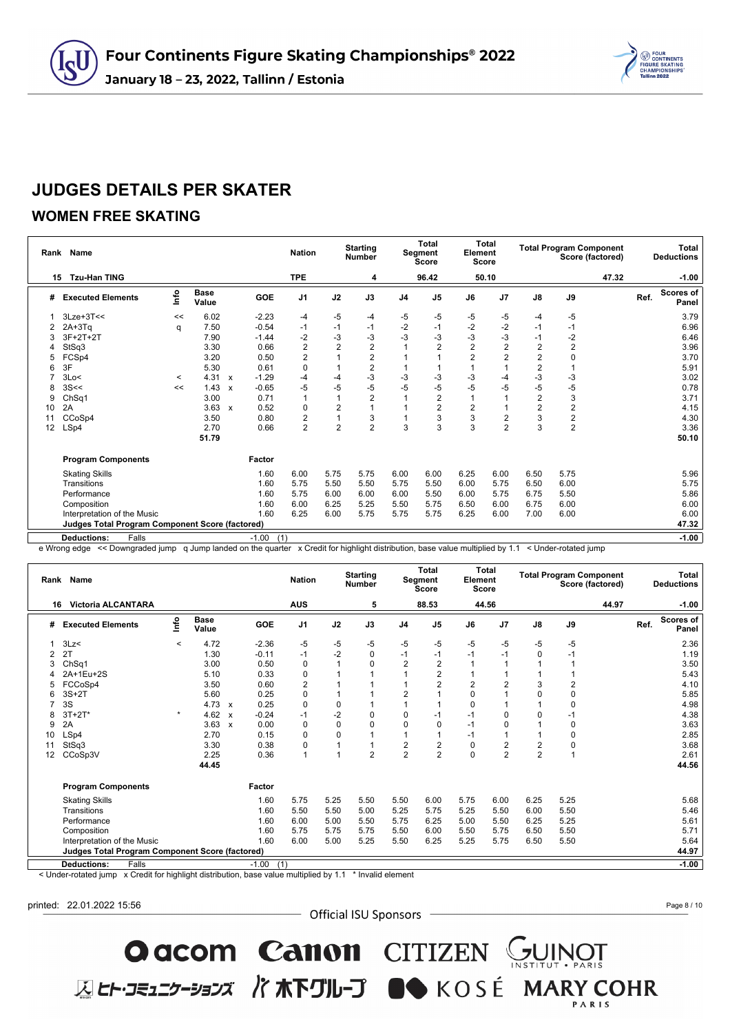# Four Continents Figure Skating Championships® 2022

January 18 – 23, 2022, Tallinn / Estonia

## JUDGES DETAILS PER SKATER

### WOMEN FREE SKATING

| Rank | Name | Nation | Starting Number | Total Segment Score | Total Element Score | Total Program Component Score (factored) | Total Deductions |
|---|---|---|---|---|---|---|---|
| 15 | Tzu-Han TING | TPE | 4 | 96.42 | 50.10 | 47.32 | -1.00 |

| # | Executed Elements | Info | Base Value | | GOE | J1 | J2 | J3 | J4 | J5 | J6 | J7 | J8 | J9 | Ref. | Scores of Panel |
|---|---|---|---|---|---|---|---|---|---|---|---|---|---|---|---|---|
| 1 | 3Lze+3T<< | << | 6.02 | | -2.23 | -4 | -5 | -4 | -5 | -5 | -5 | -5 | -4 | -5 | | 3.79 |
| 2 | 2A+3Tq | q | 7.50 | | -0.54 | -1 | -1 | -1 | -2 | -1 | -2 | -2 | -1 | -1 | | 6.96 |
| 3 | 3F+2T+2T | | 7.90 | | -1.44 | -2 | -3 | -3 | -3 | -3 | -3 | -3 | -1 | -2 | | 6.46 |
| 4 | StSq3 | | 3.30 | | 0.66 | 2 | 2 | 2 | 1 | 2 | 2 | 2 | 2 | 2 | | 3.96 |
| 5 | FCSp4 | | 3.20 | | 0.50 | 2 | 1 | 2 | 1 | 1 | 2 | 2 | 2 | 0 | | 3.70 |
| 6 | 3F | | 5.30 | | 0.61 | 0 | 1 | 2 | 1 | 1 | 1 | 1 | 2 | 1 | | 5.91 |
| 7 | 3Lo< | < | 4.31 | x | -1.29 | -4 | -4 | -3 | -3 | -3 | -3 | -4 | -3 | -3 | | 3.02 |
| 8 | 3S<< | << | 1.43 | x | -0.65 | -5 | -5 | -5 | -5 | -5 | -5 | -5 | -5 | -5 | | 0.78 |
| 9 | ChSq1 | | 3.00 | | 0.71 | 1 | 1 | 2 | 1 | 2 | 1 | 1 | 2 | 3 | | 3.71 |
| 10 | 2A | | 3.63 | x | 0.52 | 0 | 2 | 1 | 1 | 2 | 2 | 1 | 2 | 2 | | 4.15 |
| 11 | CCoSp4 | | 3.50 | | 0.80 | 2 | 1 | 3 | 1 | 3 | 3 | 2 | 3 | 2 | | 4.30 |
| 12 | LSp4 | | 2.70 | | 0.66 | 2 | 2 | 2 | 3 | 3 | 3 | 2 | 3 | 2 | | 3.36 |
| | | | 51.79 | | | | | | | | | | | | | 50.10 |

| Program Components | Factor | J1 | J2 | J3 | J4 | J5 | J6 | J7 | J8 | J9 | Scores of Panel |
|---|---|---|---|---|---|---|---|---|---|---|---|
| Skating Skills | 1.60 | 6.00 | 5.75 | 5.75 | 6.00 | 6.00 | 6.25 | 6.00 | 6.50 | 5.75 | 5.96 |
| Transitions | 1.60 | 5.75 | 5.50 | 5.50 | 5.75 | 5.50 | 6.00 | 5.75 | 6.50 | 6.00 | 5.75 |
| Performance | 1.60 | 5.75 | 6.00 | 6.00 | 6.00 | 5.50 | 6.00 | 5.75 | 6.75 | 5.50 | 5.86 |
| Composition | 1.60 | 6.00 | 6.25 | 5.25 | 5.50 | 5.75 | 6.50 | 6.00 | 6.75 | 6.00 | 6.00 |
| Interpretation of the Music | 1.60 | 6.25 | 6.00 | 5.75 | 5.75 | 5.75 | 6.25 | 6.00 | 7.00 | 6.00 | 6.00 |
| Judges Total Program Component Score (factored) | | | | | | | | | | | 47.32 |
| Deductions: Falls | -1.00 (1) | | | | | | | | | | -1.00 |

e Wrong edge << Downgraded jump q Jump landed on the quarter x Credit for highlight distribution, base value multiplied by 1.1 < Under-rotated jump

| Rank | Name | Nation | Starting Number | Total Segment Score | Total Element Score | Total Program Component Score (factored) | Total Deductions |
|---|---|---|---|---|---|---|---|
| 16 | Victoria ALCANTARA | AUS | 5 | 88.53 | 44.56 | 44.97 | -1.00 |

| # | Executed Elements | Info | Base Value | | GOE | J1 | J2 | J3 | J4 | J5 | J6 | J7 | J8 | J9 | Ref. | Scores of Panel |
|---|---|---|---|---|---|---|---|---|---|---|---|---|---|---|---|---|
| 1 | 3Lz< | < | 4.72 | | -2.36 | -5 | -5 | -5 | -5 | -5 | -5 | -5 | -5 | -5 | | 2.36 |
| 2 | 2T | | 1.30 | | -0.11 | -1 | -2 | 0 | -1 | -1 | -1 | -1 | 0 | -1 | | 1.19 |
| 3 | ChSq1 | | 3.00 | | 0.50 | 0 | 1 | 0 | 2 | 2 | 1 | 1 | 1 | 1 | | 3.50 |
| 4 | 2A+1Eu+2S | | 5.10 | | 0.33 | 0 | 1 | 1 | 1 | 2 | 1 | 1 | 1 | 1 | | 5.43 |
| 5 | FCCoSp4 | | 3.50 | | 0.60 | 2 | 1 | 1 | 1 | 2 | 2 | 2 | 3 | 2 | | 4.10 |
| 6 | 3S+2T | | 5.60 | | 0.25 | 0 | 1 | 1 | 2 | 1 | 0 | 1 | 0 | 0 | | 5.85 |
| 7 | 3S | | 4.73 | x | 0.25 | 0 | 0 | 1 | 1 | 1 | 0 | 1 | 1 | 0 | | 4.98 |
| 8 | 3T+2T* | * | 4.62 | x | -0.24 | -1 | -2 | 0 | 0 | -1 | -1 | 0 | 0 | -1 | | 4.38 |
| 9 | 2A | | 3.63 | x | 0.00 | 0 | 0 | 0 | 0 | 0 | -1 | 0 | 1 | 0 | | 3.63 |
| 10 | LSp4 | | 2.70 | | 0.15 | 0 | 0 | 1 | 1 | 1 | -1 | 1 | 1 | 0 | | 2.85 |
| 11 | StSq3 | | 3.30 | | 0.38 | 0 | 1 | 1 | 2 | 2 | 0 | 2 | 2 | 0 | | 3.68 |
| 12 | CCoSp3V | | 2.25 | | 0.36 | 1 | 1 | 2 | 2 | 2 | 0 | 2 | 2 | 1 | | 2.61 |
| | | | 44.45 | | | | | | | | | | | | | 44.56 |

| Program Components | Factor | J1 | J2 | J3 | J4 | J5 | J6 | J7 | J8 | J9 | Scores of Panel |
|---|---|---|---|---|---|---|---|---|---|---|---|
| Skating Skills | 1.60 | 5.75 | 5.25 | 5.50 | 5.50 | 6.00 | 5.75 | 6.00 | 6.25 | 5.25 | 5.68 |
| Transitions | 1.60 | 5.50 | 5.50 | 5.00 | 5.25 | 5.75 | 5.25 | 5.50 | 6.00 | 5.50 | 5.46 |
| Performance | 1.60 | 6.00 | 5.00 | 5.50 | 5.75 | 6.25 | 5.00 | 5.50 | 6.25 | 5.25 | 5.61 |
| Composition | 1.60 | 5.75 | 5.75 | 5.75 | 5.50 | 6.00 | 5.50 | 5.75 | 6.50 | 5.50 | 5.71 |
| Interpretation of the Music | 1.60 | 6.00 | 5.00 | 5.25 | 5.50 | 6.25 | 5.25 | 5.75 | 6.50 | 5.50 | 5.64 |
| Judges Total Program Component Score (factored) | | | | | | | | | | | 44.97 |
| Deductions: Falls | -1.00 (1) | | | | | | | | | | -1.00 |

< Under-rotated jump x Credit for highlight distribution, base value multiplied by 1.1 * Invalid element

printed: 22.01.2022 15:56

Official ISU Sponsors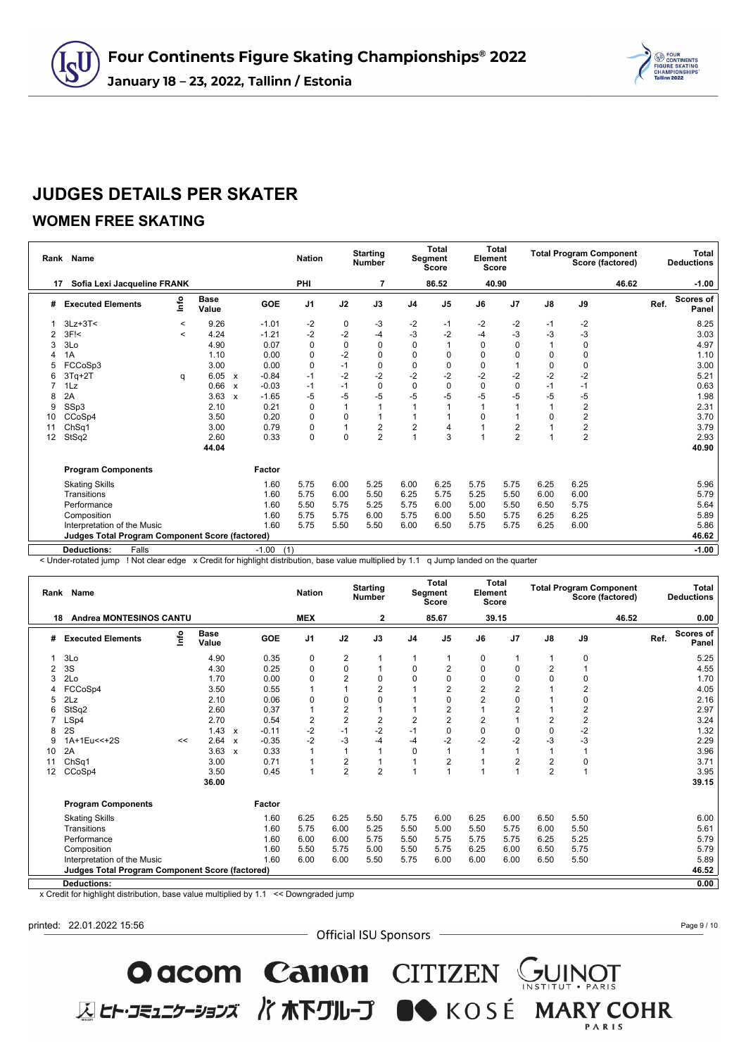# Four Continents Figure Skating Championships® 2022

**January 18 – 23, 2022, Tallinn / Estonia**

## JUDGES DETAILS PER SKATER

### WOMEN FREE SKATING

| Rank | Name | Nation | Starting Number | Total Segment Score | Total Element Score | Total Program Component Score (factored) | Total Deductions |
|---|---|---|---|---|---|---|---|
| 17 | Sofia Lexi Jacqueline FRANK | PHI | 7 | 86.52 | 40.90 | 46.62 | -1.00 |

| # | Executed Elements | Info | Base Value | | GOE | J1 | J2 | J3 | J4 | J5 | J6 | J7 | J8 | J9 | Ref. | Scores of Panel |
|---|---|---|---|---|---|---|---|---|---|---|---|---|---|---|---|---|
| 1 | 3Lz+3T< | < | 9.26 | | -1.01 | -2 | 0 | -3 | -2 | -1 | -2 | -2 | -1 | -2 | | 8.25 |
| 2 | 3F!< | < | 4.24 | | -1.21 | -2 | -2 | -4 | -3 | -2 | -4 | -3 | -3 | -3 | | 3.03 |
| 3 | 3Lo | | 4.90 | | 0.07 | 0 | 0 | 0 | 0 | 1 | 0 | 0 | 1 | 0 | | 4.97 |
| 4 | 1A | | 1.10 | | 0.00 | 0 | -2 | 0 | 0 | 0 | 0 | 0 | 0 | 0 | | 1.10 |
| 5 | FCCoSp3 | | 3.00 | | 0.00 | 0 | -1 | 0 | 0 | 0 | 0 | 1 | 0 | 0 | | 3.00 |
| 6 | 3Tq+2T | q | 6.05 | x | -0.84 | -1 | -2 | -2 | -2 | -2 | -2 | -2 | -2 | -2 | | 5.21 |
| 7 | 1Lz | | 0.66 | x | -0.03 | -1 | -1 | 0 | 0 | 0 | 0 | 0 | -1 | -1 | | 0.63 |
| 8 | 2A | | 3.63 | x | -1.65 | -5 | -5 | -5 | -5 | -5 | -5 | -5 | -5 | -5 | | 1.98 |
| 9 | SSp3 | | 2.10 | | 0.21 | 0 | 1 | 1 | 1 | 1 | 1 | 1 | 1 | 2 | | 2.31 |
| 10 | CCoSp4 | | 3.50 | | 0.20 | 0 | 0 | 1 | 1 | 1 | 0 | 1 | 0 | 2 | | 3.70 |
| 11 | ChSq1 | | 3.00 | | 0.79 | 0 | 1 | 2 | 2 | 4 | 1 | 2 | 1 | 2 | | 3.79 |
| 12 | StSq2 | | 2.60 | | 0.33 | 0 | 0 | 2 | 1 | 3 | 1 | 2 | 1 | 2 | | 2.93 |
| | | | 44.04 | | | | | | | | | | | | | 40.90 |

| Program Components | Factor | J1 | J2 | J3 | J4 | J5 | J6 | J7 | J8 | J9 | Scores of Panel |
|---|---|---|---|---|---|---|---|---|---|---|---|
| Skating Skills | 1.60 | 5.75 | 6.00 | 5.25 | 6.00 | 6.25 | 5.75 | 5.75 | 6.25 | 6.25 | 5.96 |
| Transitions | 1.60 | 5.75 | 6.00 | 5.50 | 6.25 | 5.75 | 5.25 | 5.50 | 6.00 | 6.00 | 5.79 |
| Performance | 1.60 | 5.50 | 5.75 | 5.25 | 5.75 | 6.00 | 5.00 | 5.50 | 6.50 | 5.75 | 5.64 |
| Composition | 1.60 | 5.75 | 5.75 | 6.00 | 5.75 | 6.00 | 5.50 | 5.75 | 6.25 | 6.25 | 5.89 |
| Interpretation of the Music | 1.60 | 5.75 | 5.50 | 5.50 | 6.00 | 6.50 | 5.75 | 5.75 | 6.25 | 6.00 | 5.86 |
| Judges Total Program Component Score (factored) | | | | | | | | | | | 46.62 |

| Deductions: | Falls | -1.00 (1) | -1.00 |
|---|---|---|---|

< Under-rotated jump ! Not clear edge x Credit for highlight distribution, base value multiplied by 1.1 q Jump landed on the quarter

| Rank | Name | Nation | Starting Number | Total Segment Score | Total Element Score | Total Program Component Score (factored) | Total Deductions |
|---|---|---|---|---|---|---|---|
| 18 | Andrea MONTESINOS CANTU | MEX | 2 | 85.67 | 39.15 | 46.52 | 0.00 |

| # | Executed Elements | Info | Base Value | | GOE | J1 | J2 | J3 | J4 | J5 | J6 | J7 | J8 | J9 | Ref. | Scores of Panel |
|---|---|---|---|---|---|---|---|---|---|---|---|---|---|---|---|---|
| 1 | 3Lo | | 4.90 | | 0.35 | 0 | 2 | 1 | 1 | 1 | 0 | 1 | 1 | 0 | | 5.25 |
| 2 | 3S | | 4.30 | | 0.25 | 0 | 0 | 1 | 0 | 2 | 0 | 0 | 2 | 1 | | 4.55 |
| 3 | 2Lo | | 1.70 | | 0.00 | 0 | 2 | 0 | 0 | 0 | 0 | 0 | 0 | 0 | | 1.70 |
| 4 | FCCoSp4 | | 3.50 | | 0.55 | 1 | 1 | 2 | 1 | 2 | 2 | 2 | 1 | 2 | | 4.05 |
| 5 | 2Lz | | 2.10 | | 0.06 | 0 | 0 | 0 | 1 | 0 | 2 | 0 | 1 | 0 | | 2.16 |
| 6 | StSq2 | | 2.60 | | 0.37 | 1 | 2 | 1 | 1 | 2 | 1 | 2 | 1 | 2 | | 2.97 |
| 7 | LSp4 | | 2.70 | | 0.54 | 2 | 2 | 2 | 2 | 2 | 2 | 1 | 2 | 2 | | 3.24 |
| 8 | 2S | | 1.43 | x | -0.11 | -2 | -1 | -2 | -1 | 0 | 0 | 0 | 0 | -2 | | 1.32 |
| 9 | 1A+1Eu<<+2S | << | 2.64 | x | -0.35 | -2 | -3 | -4 | -4 | -2 | -2 | -2 | -3 | -3 | | 2.29 |
| 10 | 2A | | 3.63 | x | 0.33 | 1 | 1 | 1 | 0 | 1 | 1 | 1 | 1 | 1 | | 3.96 |
| 11 | ChSq1 | | 3.00 | | 0.71 | 1 | 2 | 1 | 1 | 2 | 1 | 2 | 2 | 0 | | 3.71 |
| 12 | CCoSp4 | | 3.50 | | 0.45 | 1 | 2 | 2 | 1 | 1 | 1 | 1 | 2 | 1 | | 3.95 |
| | | | 36.00 | | | | | | | | | | | | | 39.15 |

| Program Components | Factor | J1 | J2 | J3 | J4 | J5 | J6 | J7 | J8 | J9 | Scores of Panel |
|---|---|---|---|---|---|---|---|---|---|---|---|
| Skating Skills | 1.60 | 6.25 | 6.25 | 5.50 | 5.75 | 6.00 | 6.25 | 6.00 | 6.50 | 5.50 | 6.00 |
| Transitions | 1.60 | 5.75 | 6.00 | 5.25 | 5.50 | 5.00 | 5.50 | 5.75 | 6.00 | 5.50 | 5.61 |
| Performance | 1.60 | 6.00 | 6.00 | 5.75 | 5.50 | 5.75 | 5.75 | 5.75 | 6.25 | 5.25 | 5.79 |
| Composition | 1.60 | 5.50 | 5.75 | 5.00 | 5.50 | 5.75 | 6.25 | 6.00 | 6.50 | 5.75 | 5.79 |
| Interpretation of the Music | 1.60 | 6.00 | 6.00 | 5.50 | 5.75 | 6.00 | 6.00 | 6.00 | 6.50 | 5.50 | 5.89 |
| Judges Total Program Component Score (factored) | | | | | | | | | | | 46.52 |

| Deductions: | 0.00 |
|---|---|

x Credit for highlight distribution, base value multiplied by 1.1 << Downgraded jump

printed: 22.01.2022 15:56

Official ISU Sponsors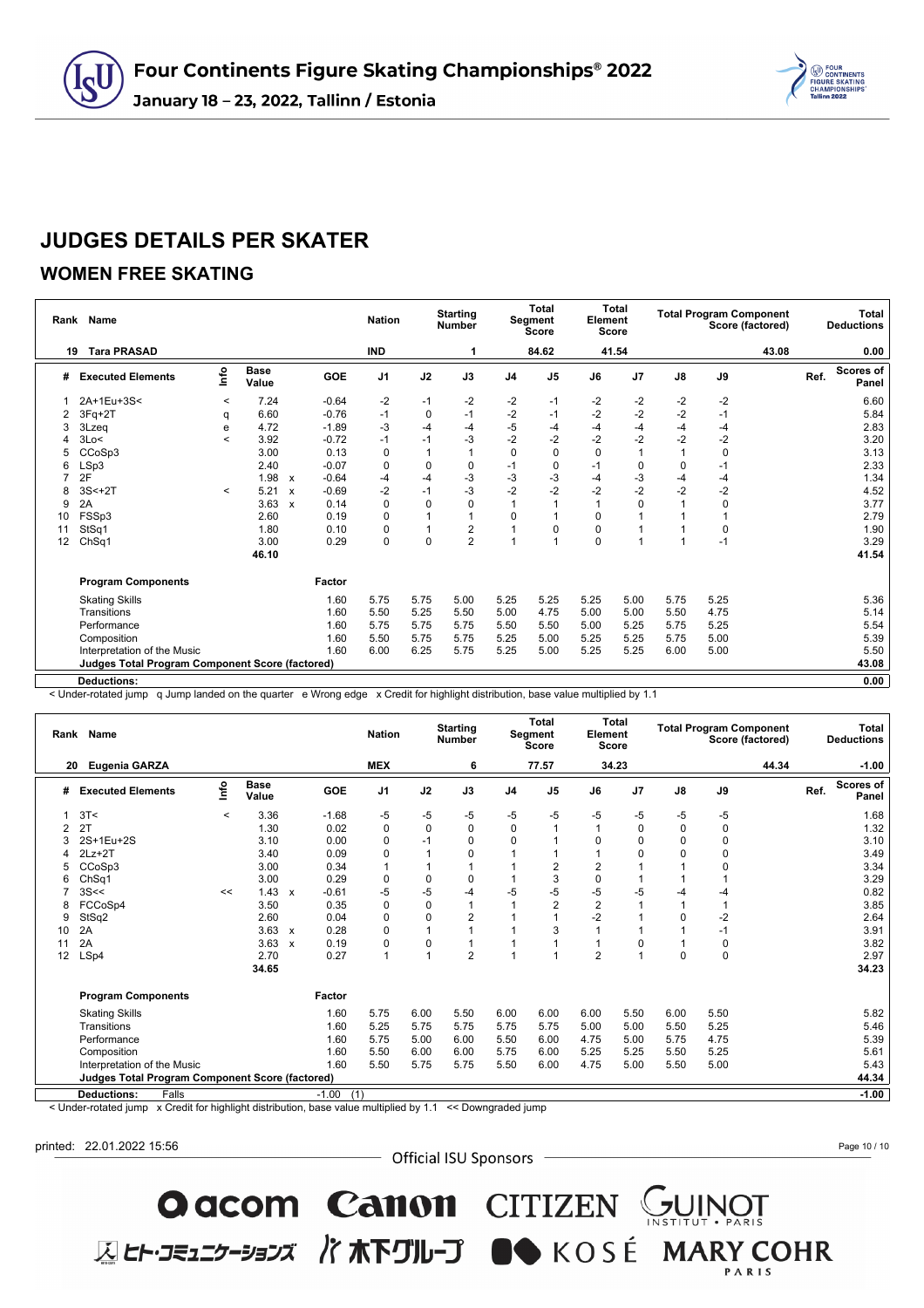# Four Continents Figure Skating Championships® 2022

**January 18 – 23, 2022, Tallinn / Estonia**

## JUDGES DETAILS PER SKATER

### WOMEN FREE SKATING

| Rank | Name | Nation | Starting Number | Total Segment Score | Total Element Score | Total Program Component Score (factored) | Total Deductions |
|---|---|---|---|---|---|---|---|
| 19 | Tara PRASAD | IND | 1 | 84.62 | 41.54 | 43.08 | 0.00 |

| # | Executed Elements | Info | Base Value | | GOE | J1 | J2 | J3 | J4 | J5 | J6 | J7 | J8 | J9 | Ref. | Scores of Panel |
|---|---|---|---|---|---|---|---|---|---|---|---|---|---|---|---|---|
| 1 | 2A+1Eu+3S< | < | 7.24 | | -0.64 | -2 | -1 | -2 | -2 | -1 | -2 | -2 | -2 | -2 | | 6.60 |
| 2 | 3Fq+2T | q | 6.60 | | -0.76 | -1 | 0 | -1 | -2 | -1 | -2 | -2 | -2 | -1 | | 5.84 |
| 3 | 3Lzeq | e | 4.72 | | -1.89 | -3 | -4 | -4 | -5 | -4 | -4 | -4 | -4 | -4 | | 2.83 |
| 4 | 3Lo< | < | 3.92 | | -0.72 | -1 | -1 | -3 | -2 | -2 | -2 | -2 | -2 | -2 | | 3.20 |
| 5 | CCoSp3 | | 3.00 | | 0.13 | 0 | 1 | 1 | 0 | 0 | 0 | 1 | 1 | 0 | | 3.13 |
| 6 | LSp3 | | 2.40 | | -0.07 | 0 | 0 | 0 | -1 | 0 | -1 | 0 | 0 | -1 | | 2.33 |
| 7 | 2F | | 1.98 | x | -0.64 | -4 | -4 | -3 | -3 | -3 | -4 | -3 | -4 | -4 | | 1.34 |
| 8 | 3S<+2T | < | 5.21 | x | -0.69 | -2 | -1 | -3 | -2 | -2 | -2 | -2 | -2 | -2 | | 4.52 |
| 9 | 2A | | 3.63 | x | 0.14 | 0 | 0 | 0 | 1 | 1 | 1 | 0 | 1 | 0 | | 3.77 |
| 10 | FSSp3 | | 2.60 | | 0.19 | 0 | 1 | 1 | 0 | 1 | 0 | 1 | 1 | 1 | | 2.79 |
| 11 | StSq1 | | 1.80 | | 0.10 | 0 | 1 | 2 | 1 | 0 | 0 | 1 | 1 | 0 | | 1.90 |
| 12 | ChSq1 | | 3.00 | | 0.29 | 0 | 0 | 2 | 1 | 1 | 0 | 1 | 1 | -1 | | 3.29 |
| | | | 46.10 | | | | | | | | | | | | | 41.54 |

| Program Components | Factor | J1 | J2 | J3 | J4 | J5 | J6 | J7 | J8 | J9 | Scores of Panel |
|---|---|---|---|---|---|---|---|---|---|---|---|
| Skating Skills | 1.60 | 5.75 | 5.75 | 5.00 | 5.25 | 5.25 | 5.25 | 5.00 | 5.75 | 5.25 | 5.36 |
| Transitions | 1.60 | 5.50 | 5.25 | 5.50 | 5.00 | 4.75 | 5.00 | 5.00 | 5.50 | 4.75 | 5.14 |
| Performance | 1.60 | 5.75 | 5.75 | 5.75 | 5.50 | 5.50 | 5.00 | 5.25 | 5.75 | 5.25 | 5.54 |
| Composition | 1.60 | 5.50 | 5.75 | 5.75 | 5.25 | 5.00 | 5.25 | 5.25 | 5.75 | 5.00 | 5.39 |
| Interpretation of the Music | 1.60 | 6.00 | 6.25 | 5.75 | 5.25 | 5.00 | 5.25 | 5.25 | 6.00 | 5.00 | 5.50 |
| Judges Total Program Component Score (factored) | | | | | | | | | | | 43.08 |
| **Deductions:** | | | | | | | | | | | 0.00 |

< Under-rotated jump q Jump landed on the quarter e Wrong edge x Credit for highlight distribution, base value multiplied by 1.1

| Rank | Name | Nation | Starting Number | Total Segment Score | Total Element Score | Total Program Component Score (factored) | Total Deductions |
|---|---|---|---|---|---|---|---|
| 20 | Eugenia GARZA | MEX | 6 | 77.57 | 34.23 | 44.34 | -1.00 |

| # | Executed Elements | Info | Base Value | | GOE | J1 | J2 | J3 | J4 | J5 | J6 | J7 | J8 | J9 | Ref. | Scores of Panel |
|---|---|---|---|---|---|---|---|---|---|---|---|---|---|---|---|---|
| 1 | 3T< | < | 3.36 | | -1.68 | -5 | -5 | -5 | -5 | -5 | -5 | -5 | -5 | -5 | | 1.68 |
| 2 | 2T | | 1.30 | | 0.02 | 0 | 0 | 0 | 0 | 1 | 1 | 0 | 0 | 0 | | 1.32 |
| 3 | 2S+1Eu+2S | | 3.10 | | 0.00 | 0 | -1 | 0 | 0 | 1 | 0 | 0 | 0 | 0 | | 3.10 |
| 4 | 2Lz+2T | | 3.40 | | 0.09 | 0 | 1 | 0 | 1 | 1 | 1 | 0 | 0 | 0 | | 3.49 |
| 5 | CCoSp3 | | 3.00 | | 0.34 | 1 | 1 | 1 | 1 | 2 | 2 | 1 | 1 | 0 | | 3.34 |
| 6 | ChSq1 | | 3.00 | | 0.29 | 0 | 0 | 0 | 1 | 3 | 0 | 1 | 1 | 1 | | 3.29 |
| 7 | 3S<< | << | 1.43 | x | -0.61 | -5 | -5 | -4 | -5 | -5 | -5 | -5 | -4 | -4 | | 0.82 |
| 8 | FCCoSp4 | | 3.50 | | 0.35 | 0 | 0 | 1 | 1 | 2 | 2 | 1 | 1 | 1 | | 3.85 |
| 9 | StSq2 | | 2.60 | | 0.04 | 0 | 0 | 2 | 1 | 1 | -2 | 1 | 0 | -2 | | 2.64 |
| 10 | 2A | | 3.63 | x | 0.28 | 0 | 1 | 1 | 1 | 3 | 1 | 1 | 1 | -1 | | 3.91 |
| 11 | 2A | | 3.63 | x | 0.19 | 0 | 0 | 1 | 1 | 1 | 1 | 0 | 1 | 0 | | 3.82 |
| 12 | LSp4 | | 2.70 | | 0.27 | 1 | 1 | 2 | 1 | 1 | 2 | 1 | 0 | 0 | | 2.97 |
| | | | 34.65 | | | | | | | | | | | | | 34.23 |

| Program Components | Factor | J1 | J2 | J3 | J4 | J5 | J6 | J7 | J8 | J9 | Scores of Panel |
|---|---|---|---|---|---|---|---|---|---|---|---|
| Skating Skills | 1.60 | 5.75 | 6.00 | 5.50 | 6.00 | 6.00 | 6.00 | 5.50 | 6.00 | 5.50 | 5.82 |
| Transitions | 1.60 | 5.25 | 5.75 | 5.75 | 5.75 | 5.75 | 5.00 | 5.00 | 5.50 | 5.25 | 5.46 |
| Performance | 1.60 | 5.75 | 5.00 | 6.00 | 5.50 | 6.00 | 4.75 | 5.00 | 5.75 | 4.75 | 5.39 |
| Composition | 1.60 | 5.50 | 6.00 | 6.00 | 5.75 | 6.00 | 5.25 | 5.25 | 5.50 | 5.25 | 5.61 |
| Interpretation of the Music | 1.60 | 5.50 | 5.75 | 5.75 | 5.50 | 6.00 | 4.75 | 5.00 | 5.50 | 5.00 | 5.43 |
| Judges Total Program Component Score (factored) | | | | | | | | | | | 44.34 |
| **Deductions:** Falls | -1.00 (1) | | | | | | | | | | -1.00 |

< Under-rotated jump x Credit for highlight distribution, base value multiplied by 1.1 << Downgraded jump

printed: 22.01.2022 15:56

Official ISU Sponsors